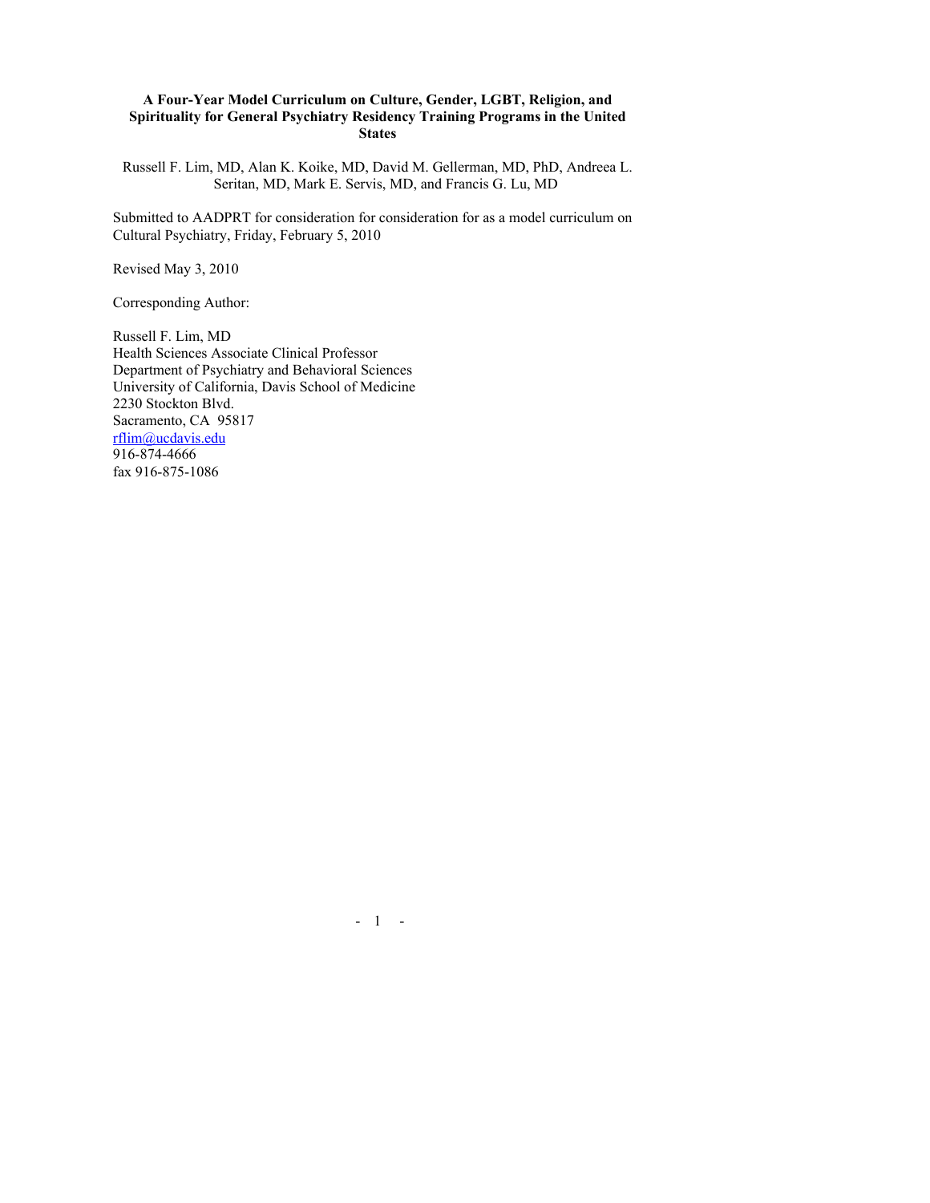# A Four-Year Model Curriculum on Culture, Gender, LGBT, Religion, and Spirituality for General Psychiatry Residency Training Programs in the United States

Russell F. Lim, MD, Alan K. Koike, MD, David M. Gellerman, MD, PhD, Andreea L. Seritan, MD, Mark E. Servis, MD, and Francis G. Lu, MD

Submitted to AADPRT for consideration for consideration for as a model curriculum on Cultural Psychiatry, Friday, February 5, 2010

Revised May 3, 2010

Corresponding Author:

Russell F. Lim, MD
Health Sciences Associate Clinical Professor
Department of Psychiatry and Behavioral Sciences
University of California, Davis School of Medicine
2230 Stockton Blvd.
Sacramento, CA 95817
rflim@ucdavis.edu
916-874-4666
fax 916-875-1086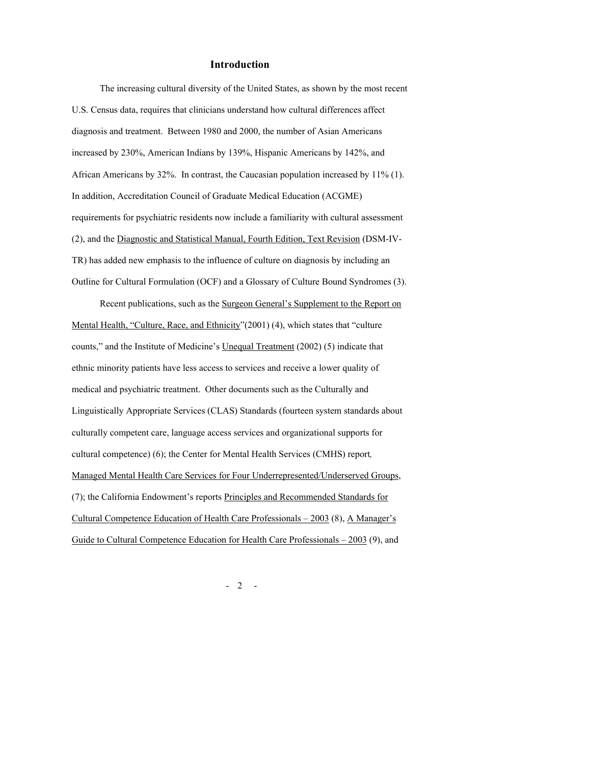## Introduction

The increasing cultural diversity of the United States, as shown by the most recent U.S. Census data, requires that clinicians understand how cultural differences affect diagnosis and treatment. Between 1980 and 2000, the number of Asian Americans increased by 230%, American Indians by 139%, Hispanic Americans by 142%, and African Americans by 32%. In contrast, the Caucasian population increased by 11% (1). In addition, Accreditation Council of Graduate Medical Education (ACGME) requirements for psychiatric residents now include a familiarity with cultural assessment (2), and the Diagnostic and Statistical Manual, Fourth Edition, Text Revision (DSM-IV-TR) has added new emphasis to the influence of culture on diagnosis by including an Outline for Cultural Formulation (OCF) and a Glossary of Culture Bound Syndromes (3).

Recent publications, such as the Surgeon General's Supplement to the Report on Mental Health, "Culture, Race, and Ethnicity"(2001) (4), which states that "culture counts," and the Institute of Medicine's Unequal Treatment (2002) (5) indicate that ethnic minority patients have less access to services and receive a lower quality of medical and psychiatric treatment. Other documents such as the Culturally and Linguistically Appropriate Services (CLAS) Standards (fourteen system standards about culturally competent care, language access services and organizational supports for cultural competence) (6); the Center for Mental Health Services (CMHS) report, Managed Mental Health Care Services for Four Underrepresented/Underserved Groups, (7); the California Endowment's reports Principles and Recommended Standards for Cultural Competence Education of Health Care Professionals – 2003 (8), A Manager's Guide to Cultural Competence Education for Health Care Professionals – 2003 (9), and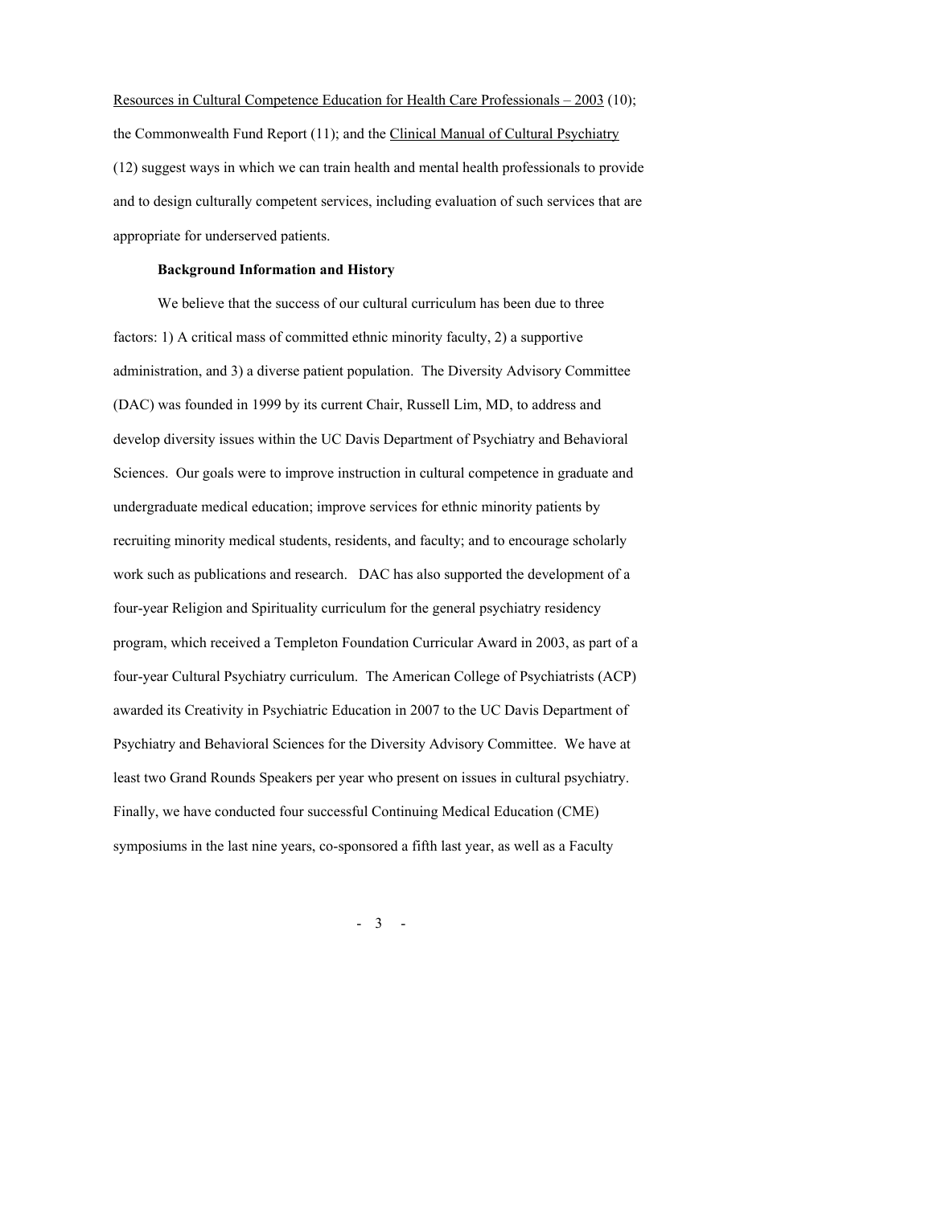Resources in Cultural Competence Education for Health Care Professionals – 2003 (10); the Commonwealth Fund Report (11); and the Clinical Manual of Cultural Psychiatry (12) suggest ways in which we can train health and mental health professionals to provide and to design culturally competent services, including evaluation of such services that are appropriate for underserved patients.

**Background Information and History**

We believe that the success of our cultural curriculum has been due to three factors: 1) A critical mass of committed ethnic minority faculty, 2) a supportive administration, and 3) a diverse patient population. The Diversity Advisory Committee (DAC) was founded in 1999 by its current Chair, Russell Lim, MD, to address and develop diversity issues within the UC Davis Department of Psychiatry and Behavioral Sciences. Our goals were to improve instruction in cultural competence in graduate and undergraduate medical education; improve services for ethnic minority patients by recruiting minority medical students, residents, and faculty; and to encourage scholarly work such as publications and research. DAC has also supported the development of a four-year Religion and Spirituality curriculum for the general psychiatry residency program, which received a Templeton Foundation Curricular Award in 2003, as part of a four-year Cultural Psychiatry curriculum. The American College of Psychiatrists (ACP) awarded its Creativity in Psychiatric Education in 2007 to the UC Davis Department of Psychiatry and Behavioral Sciences for the Diversity Advisory Committee. We have at least two Grand Rounds Speakers per year who present on issues in cultural psychiatry. Finally, we have conducted four successful Continuing Medical Education (CME) symposiums in the last nine years, co-sponsored a fifth last year, as well as a Faculty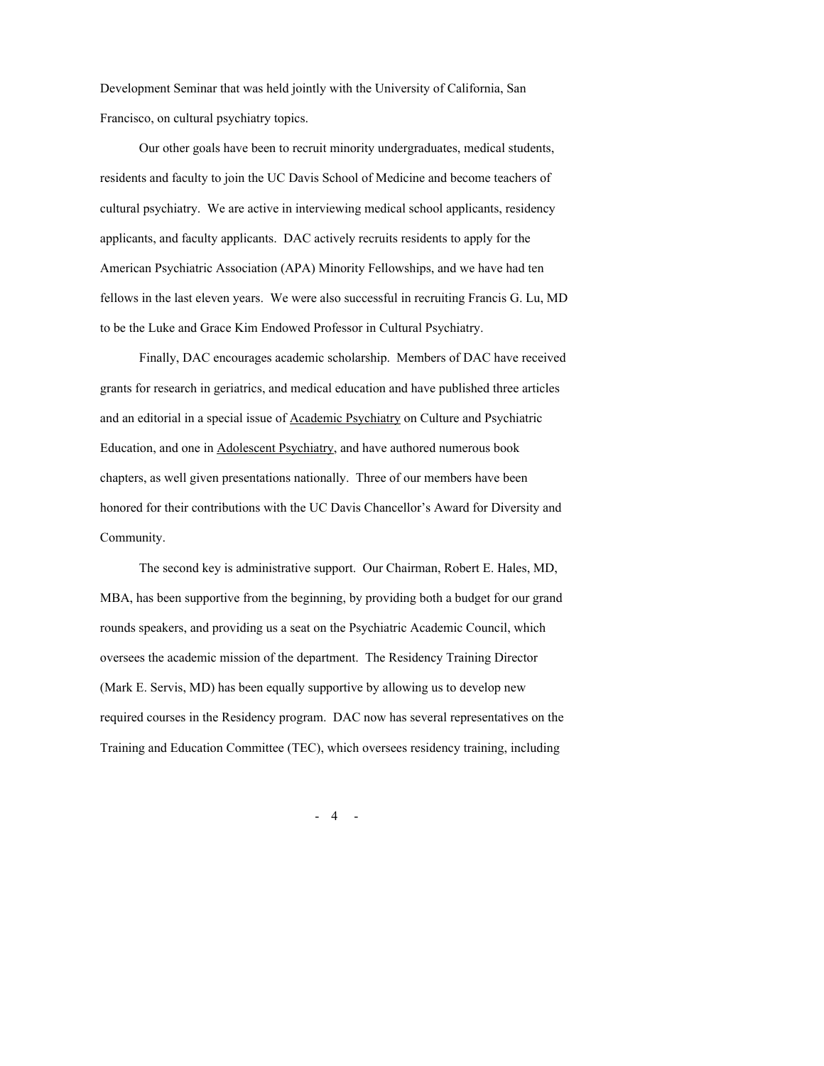Development Seminar that was held jointly with the University of California, San Francisco, on cultural psychiatry topics.

Our other goals have been to recruit minority undergraduates, medical students, residents and faculty to join the UC Davis School of Medicine and become teachers of cultural psychiatry. We are active in interviewing medical school applicants, residency applicants, and faculty applicants. DAC actively recruits residents to apply for the American Psychiatric Association (APA) Minority Fellowships, and we have had ten fellows in the last eleven years. We were also successful in recruiting Francis G. Lu, MD to be the Luke and Grace Kim Endowed Professor in Cultural Psychiatry.

Finally, DAC encourages academic scholarship. Members of DAC have received grants for research in geriatrics, and medical education and have published three articles and an editorial in a special issue of <u>Academic Psychiatry</u> on Culture and Psychiatric Education, and one in <u>Adolescent Psychiatry</u>, and have authored numerous book chapters, as well given presentations nationally. Three of our members have been honored for their contributions with the UC Davis Chancellor's Award for Diversity and Community.

The second key is administrative support. Our Chairman, Robert E. Hales, MD, MBA, has been supportive from the beginning, by providing both a budget for our grand rounds speakers, and providing us a seat on the Psychiatric Academic Council, which oversees the academic mission of the department. The Residency Training Director (Mark E. Servis, MD) has been equally supportive by allowing us to develop new required courses in the Residency program. DAC now has several representatives on the Training and Education Committee (TEC), which oversees residency training, including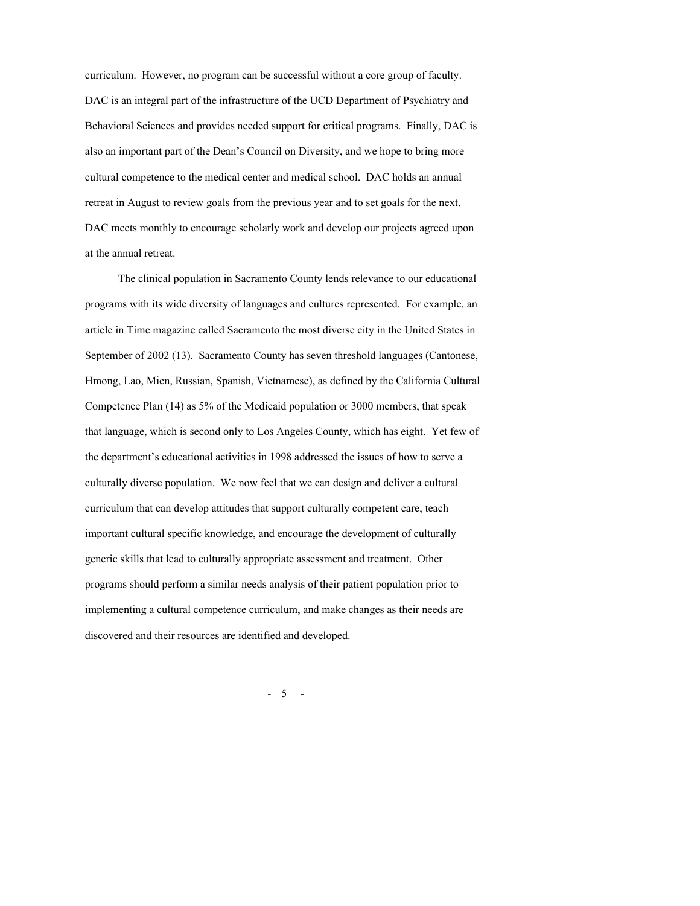curriculum. However, no program can be successful without a core group of faculty. DAC is an integral part of the infrastructure of the UCD Department of Psychiatry and Behavioral Sciences and provides needed support for critical programs. Finally, DAC is also an important part of the Dean's Council on Diversity, and we hope to bring more cultural competence to the medical center and medical school. DAC holds an annual retreat in August to review goals from the previous year and to set goals for the next. DAC meets monthly to encourage scholarly work and develop our projects agreed upon at the annual retreat.

The clinical population in Sacramento County lends relevance to our educational programs with its wide diversity of languages and cultures represented. For example, an article in <u>Time</u> magazine called Sacramento the most diverse city in the United States in September of 2002 (13). Sacramento County has seven threshold languages (Cantonese, Hmong, Lao, Mien, Russian, Spanish, Vietnamese), as defined by the California Cultural Competence Plan (14) as 5% of the Medicaid population or 3000 members, that speak that language, which is second only to Los Angeles County, which has eight. Yet few of the department's educational activities in 1998 addressed the issues of how to serve a culturally diverse population. We now feel that we can design and deliver a cultural curriculum that can develop attitudes that support culturally competent care, teach important cultural specific knowledge, and encourage the development of culturally generic skills that lead to culturally appropriate assessment and treatment. Other programs should perform a similar needs analysis of their patient population prior to implementing a cultural competence curriculum, and make changes as their needs are discovered and their resources are identified and developed.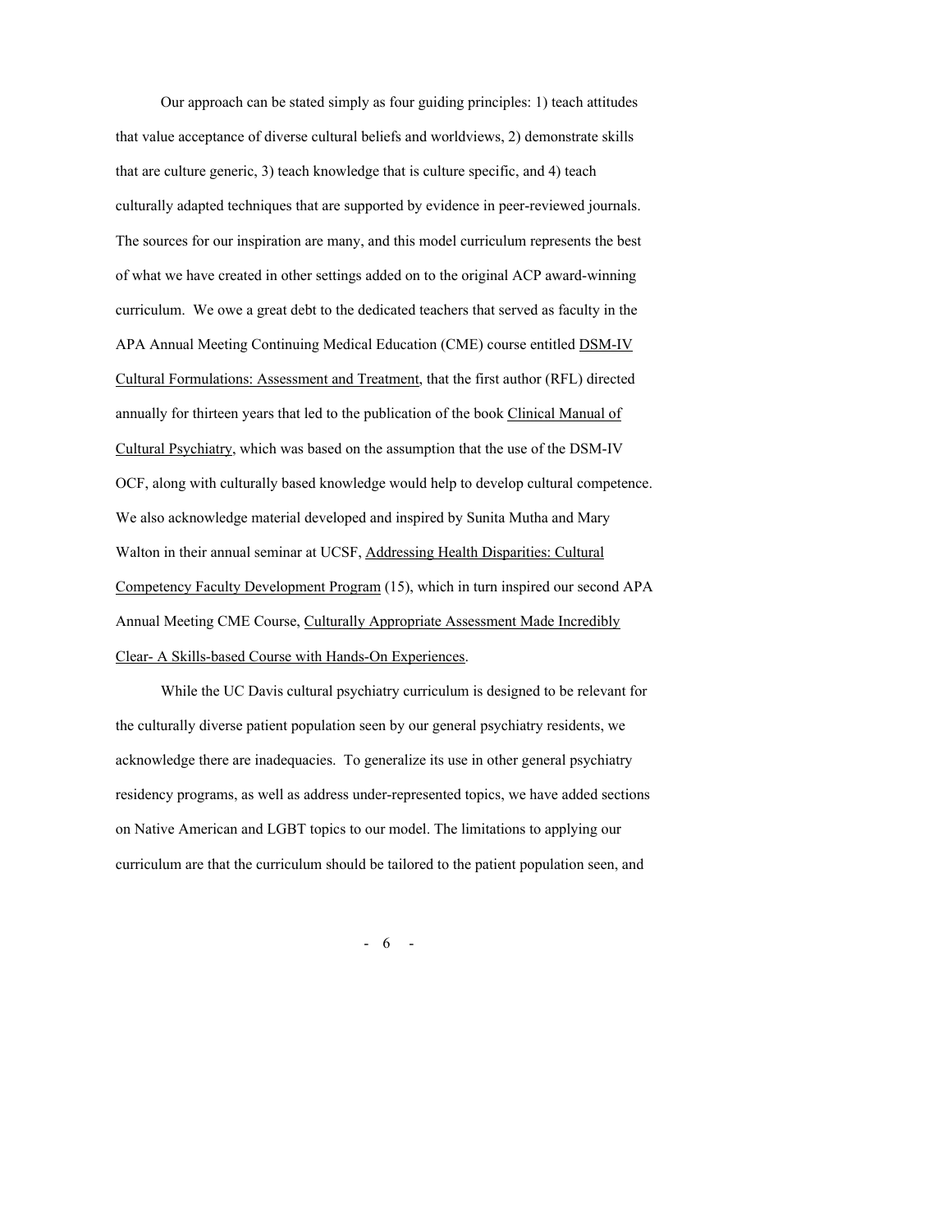Our approach can be stated simply as four guiding principles: 1) teach attitudes that value acceptance of diverse cultural beliefs and worldviews, 2) demonstrate skills that are culture generic, 3) teach knowledge that is culture specific, and 4) teach culturally adapted techniques that are supported by evidence in peer-reviewed journals. The sources for our inspiration are many, and this model curriculum represents the best of what we have created in other settings added on to the original ACP award-winning curriculum. We owe a great debt to the dedicated teachers that served as faculty in the APA Annual Meeting Continuing Medical Education (CME) course entitled DSM-IV Cultural Formulations: Assessment and Treatment, that the first author (RFL) directed annually for thirteen years that led to the publication of the book Clinical Manual of Cultural Psychiatry, which was based on the assumption that the use of the DSM-IV OCF, along with culturally based knowledge would help to develop cultural competence. We also acknowledge material developed and inspired by Sunita Mutha and Mary Walton in their annual seminar at UCSF, Addressing Health Disparities: Cultural Competency Faculty Development Program (15), which in turn inspired our second APA Annual Meeting CME Course, Culturally Appropriate Assessment Made Incredibly Clear- A Skills-based Course with Hands-On Experiences.

While the UC Davis cultural psychiatry curriculum is designed to be relevant for the culturally diverse patient population seen by our general psychiatry residents, we acknowledge there are inadequacies. To generalize its use in other general psychiatry residency programs, as well as address under-represented topics, we have added sections on Native American and LGBT topics to our model. The limitations to applying our curriculum are that the curriculum should be tailored to the patient population seen, and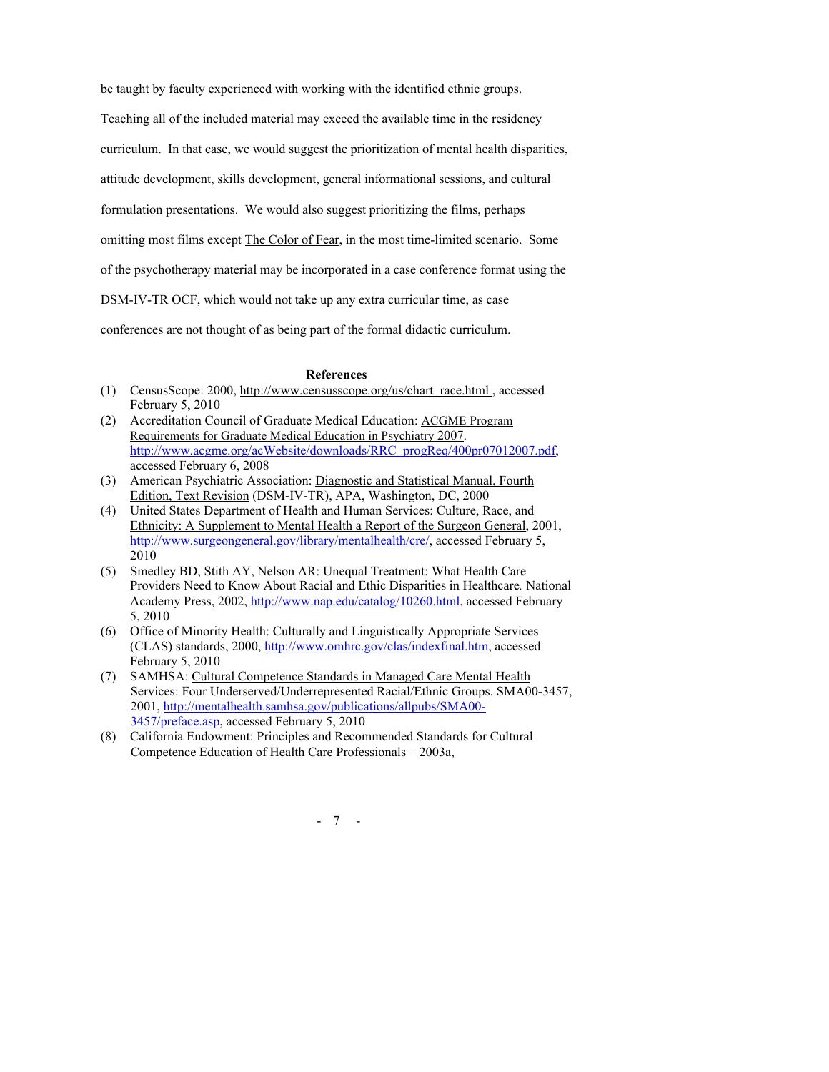be taught by faculty experienced with working with the identified ethnic groups. Teaching all of the included material may exceed the available time in the residency curriculum. In that case, we would suggest the prioritization of mental health disparities, attitude development, skills development, general informational sessions, and cultural formulation presentations. We would also suggest prioritizing the films, perhaps omitting most films except The Color of Fear, in the most time-limited scenario. Some of the psychotherapy material may be incorporated in a case conference format using the DSM-IV-TR OCF, which would not take up any extra curricular time, as case conferences are not thought of as being part of the formal didactic curriculum.

## References

(1) CensusScope: 2000, http://www.censusscope.org/us/chart_race.html , accessed February 5, 2010

(2) Accreditation Council of Graduate Medical Education: ACGME Program Requirements for Graduate Medical Education in Psychiatry 2007. http://www.acgme.org/acWebsite/downloads/RRC_progReq/400pr07012007.pdf, accessed February 6, 2008

(3) American Psychiatric Association: Diagnostic and Statistical Manual, Fourth Edition, Text Revision (DSM-IV-TR), APA, Washington, DC, 2000

(4) United States Department of Health and Human Services: Culture, Race, and Ethnicity: A Supplement to Mental Health a Report of the Surgeon General, 2001, http://www.surgeongeneral.gov/library/mentalhealth/cre/, accessed February 5, 2010

(5) Smedley BD, Stith AY, Nelson AR: Unequal Treatment: What Health Care Providers Need to Know About Racial and Ethic Disparities in Healthcare. National Academy Press, 2002, http://www.nap.edu/catalog/10260.html, accessed February 5, 2010

(6) Office of Minority Health: Culturally and Linguistically Appropriate Services (CLAS) standards, 2000, http://www.omhrc.gov/clas/indexfinal.htm, accessed February 5, 2010

(7) SAMHSA: Cultural Competence Standards in Managed Care Mental Health Services: Four Underserved/Underrepresented Racial/Ethnic Groups. SMA00-3457, 2001, http://mentalhealth.samhsa.gov/publications/allpubs/SMA00-3457/preface.asp, accessed February 5, 2010

(8) California Endowment: Principles and Recommended Standards for Cultural Competence Education of Health Care Professionals – 2003a,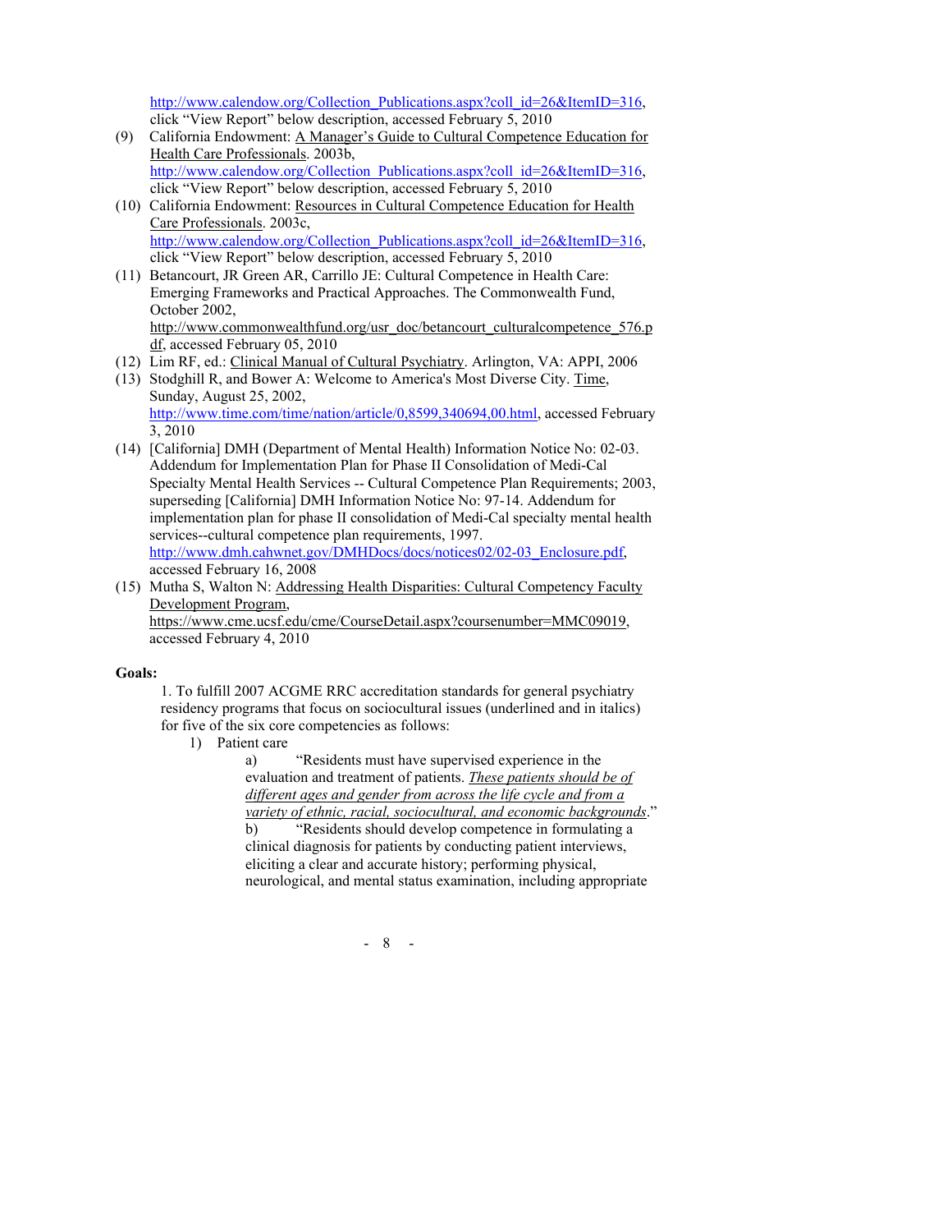http://www.calendow.org/Collection_Publications.aspx?coll_id=26&ItemID=316, click "View Report" below description, accessed February 5, 2010

(9) California Endowment: A Manager's Guide to Cultural Competence Education for Health Care Professionals. 2003b, http://www.calendow.org/Collection_Publications.aspx?coll_id=26&ItemID=316, click "View Report" below description, accessed February 5, 2010

(10) California Endowment: Resources in Cultural Competence Education for Health Care Professionals. 2003c, http://www.calendow.org/Collection_Publications.aspx?coll_id=26&ItemID=316, click "View Report" below description, accessed February 5, 2010

(11) Betancourt, JR Green AR, Carrillo JE: Cultural Competence in Health Care: Emerging Frameworks and Practical Approaches. The Commonwealth Fund, October 2002, http://www.commonwealthfund.org/usr_doc/betancourt_culturalcompetence_576.pdf, accessed February 05, 2010

(12) Lim RF, ed.: Clinical Manual of Cultural Psychiatry. Arlington, VA: APPI, 2006

(13) Stodghill R, and Bower A: Welcome to America's Most Diverse City. Time, Sunday, August 25, 2002, http://www.time.com/time/nation/article/0,8599,340694,00.html, accessed February 3, 2010

(14) [California] DMH (Department of Mental Health) Information Notice No: 02-03. Addendum for Implementation Plan for Phase II Consolidation of Medi-Cal Specialty Mental Health Services -- Cultural Competence Plan Requirements; 2003, superseding [California] DMH Information Notice No: 97-14. Addendum for implementation plan for phase II consolidation of Medi-Cal specialty mental health services--cultural competence plan requirements, 1997. http://www.dmh.cahwnet.gov/DMHDocs/docs/notices02/02-03_Enclosure.pdf, accessed February 16, 2008

(15) Mutha S, Walton N: Addressing Health Disparities: Cultural Competency Faculty Development Program, https://www.cme.ucsf.edu/cme/CourseDetail.aspx?coursenumber=MMC09019, accessed February 4, 2010

**Goals:**

1. To fulfill 2007 ACGME RRC accreditation standards for general psychiatry residency programs that focus on sociocultural issues (underlined and in italics) for five of the six core competencies as follows:

   1) Patient care

      a) "Residents must have supervised experience in the evaluation and treatment of patients. *These patients should be of different ages and gender from across the life cycle and from a variety of ethnic, racial, sociocultural, and economic backgrounds*."

      b) "Residents should develop competence in formulating a clinical diagnosis for patients by conducting patient interviews, eliciting a clear and accurate history; performing physical, neurological, and mental status examination, including appropriate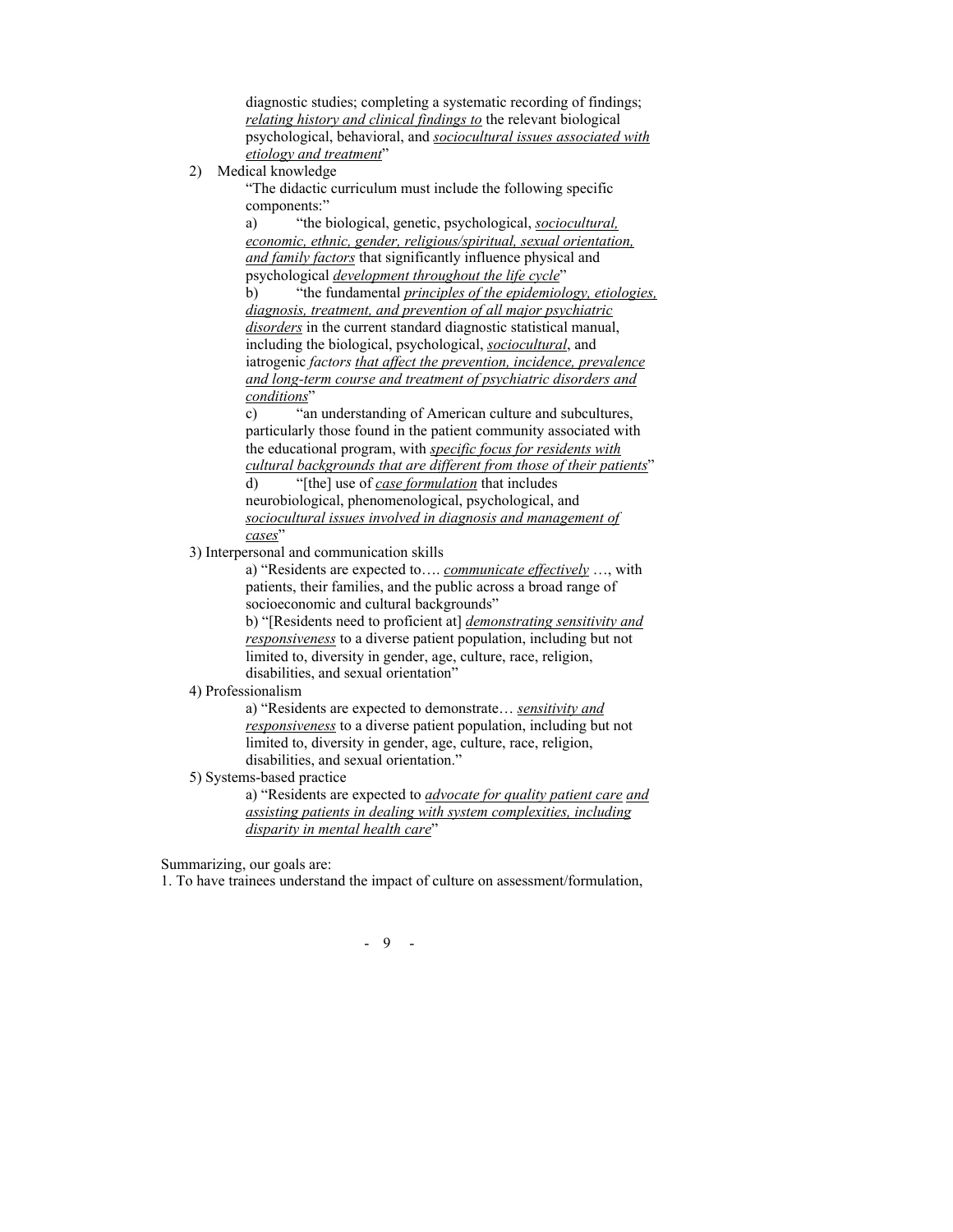diagnostic studies; completing a systematic recording of findings; <u>*relating history and clinical findings to*</u> the relevant biological psychological, behavioral, and <u>*sociocultural issues associated with etiology and treatment*</u>"

2) Medical knowledge

"The didactic curriculum must include the following specific components:"

a) "the biological, genetic, psychological, <u>*sociocultural, economic, ethnic, gender, religious/spiritual, sexual orientation, and family factors*</u> that significantly influence physical and psychological <u>*development throughout the life cycle*</u>"

b) "the fundamental <u>*principles of the epidemiology, etiologies, diagnosis, treatment, and prevention of all major psychiatric disorders*</u> in the current standard diagnostic statistical manual, including the biological, psychological, <u>*sociocultural*</u>, and iatrogenic *factors* <u>*that affect the prevention, incidence, prevalence and long-term course and treatment of psychiatric disorders and conditions*</u>"

c) "an understanding of American culture and subcultures, particularly those found in the patient community associated with the educational program, with <u>*specific focus for residents with cultural backgrounds that are different from those of their patients*</u>"

d) "[the] use of <u>*case formulation*</u> that includes neurobiological, phenomenological, psychological, and <u>*sociocultural issues involved in diagnosis and management of cases*</u>"

3) Interpersonal and communication skills

a) "Residents are expected to…. <u>*communicate effectively*</u> …, with patients, their families, and the public across a broad range of socioeconomic and cultural backgrounds"

b) "[Residents need to proficient at] <u>*demonstrating sensitivity and responsiveness*</u> to a diverse patient population, including but not limited to, diversity in gender, age, culture, race, religion, disabilities, and sexual orientation"

4) Professionalism

a) "Residents are expected to demonstrate… <u>*sensitivity and responsiveness*</u> to a diverse patient population, including but not limited to, diversity in gender, age, culture, race, religion, disabilities, and sexual orientation."

5) Systems-based practice

a) "Residents are expected to <u>*advocate for quality patient care*</u> <u>*and assisting patients in dealing with system complexities, including disparity in mental health care*</u>"

Summarizing, our goals are:

1. To have trainees understand the impact of culture on assessment/formulation,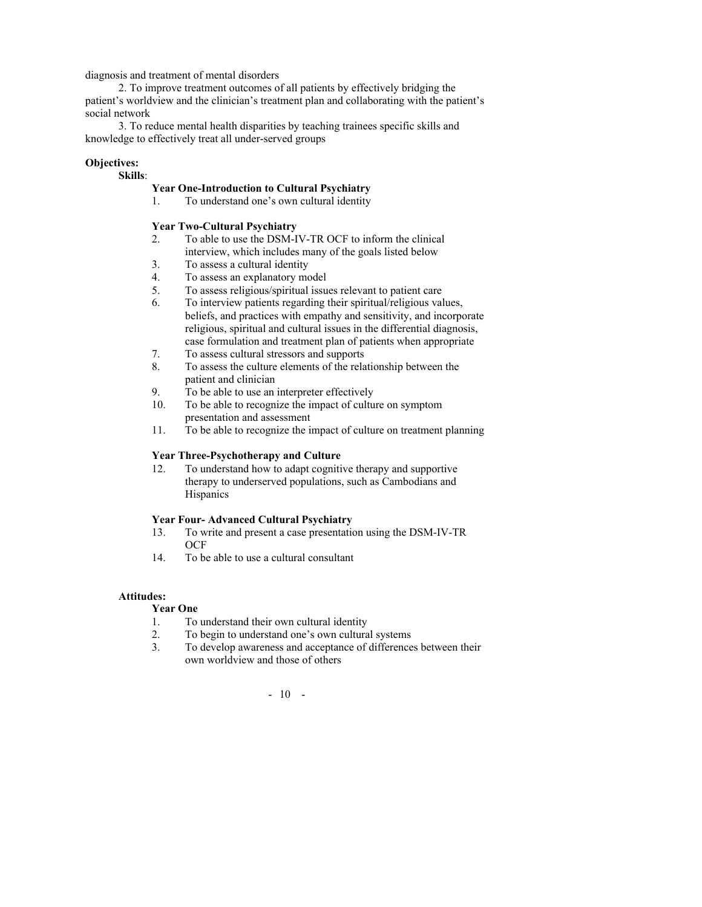diagnosis and treatment of mental disorders

2. To improve treatment outcomes of all patients by effectively bridging the patient's worldview and the clinician's treatment plan and collaborating with the patient's social network

3. To reduce mental health disparities by teaching trainees specific skills and knowledge to effectively treat all under-served groups

**Objectives:**

**Skills**:

**Year One-Introduction to Cultural Psychiatry**

1. To understand one's own cultural identity

**Year Two-Cultural Psychiatry**

2. To able to use the DSM-IV-TR OCF to inform the clinical interview, which includes many of the goals listed below
3. To assess a cultural identity
4. To assess an explanatory model
5. To assess religious/spiritual issues relevant to patient care
6. To interview patients regarding their spiritual/religious values, beliefs, and practices with empathy and sensitivity, and incorporate religious, spiritual and cultural issues in the differential diagnosis, case formulation and treatment plan of patients when appropriate
7. To assess cultural stressors and supports
8. To assess the culture elements of the relationship between the patient and clinician
9. To be able to use an interpreter effectively
10. To be able to recognize the impact of culture on symptom presentation and assessment
11. To be able to recognize the impact of culture on treatment planning

**Year Three-Psychotherapy and Culture**

12. To understand how to adapt cognitive therapy and supportive therapy to underserved populations, such as Cambodians and Hispanics

**Year Four- Advanced Cultural Psychiatry**

13. To write and present a case presentation using the DSM-IV-TR OCF
14. To be able to use a cultural consultant

**Attitudes:**

**Year One**

1. To understand their own cultural identity
2. To begin to understand one's own cultural systems
3. To develop awareness and acceptance of differences between their own worldview and those of others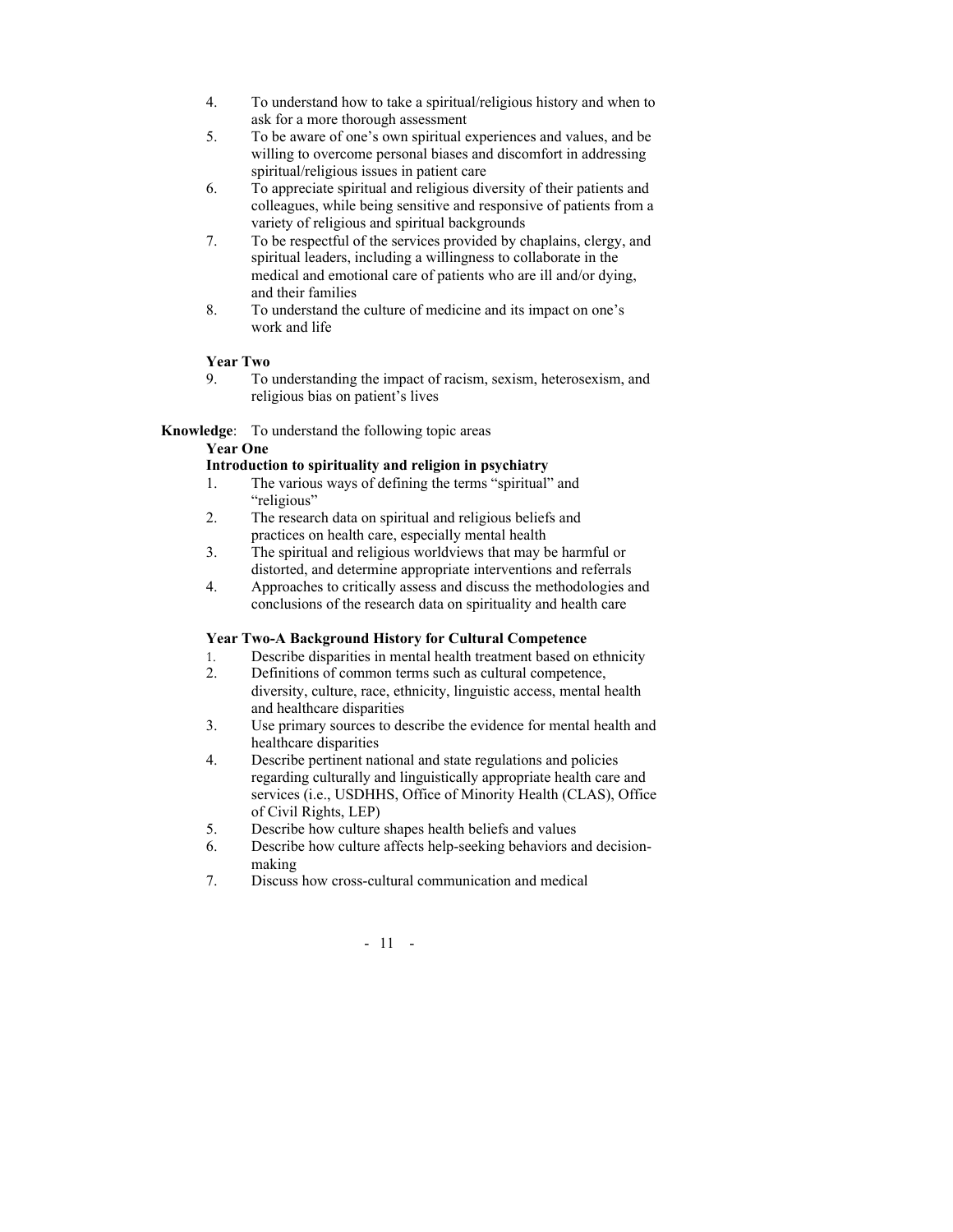4. To understand how to take a spiritual/religious history and when to ask for a more thorough assessment
5. To be aware of one's own spiritual experiences and values, and be willing to overcome personal biases and discomfort in addressing spiritual/religious issues in patient care
6. To appreciate spiritual and religious diversity of their patients and colleagues, while being sensitive and responsive of patients from a variety of religious and spiritual backgrounds
7. To be respectful of the services provided by chaplains, clergy, and spiritual leaders, including a willingness to collaborate in the medical and emotional care of patients who are ill and/or dying, and their families
8. To understand the culture of medicine and its impact on one's work and life

**Year Two**

9. To understanding the impact of racism, sexism, heterosexism, and religious bias on patient's lives

**Knowledge**: To understand the following topic areas

**Year One**

**Introduction to spirituality and religion in psychiatry**

1. The various ways of defining the terms "spiritual" and "religious"
2. The research data on spiritual and religious beliefs and practices on health care, especially mental health
3. The spiritual and religious worldviews that may be harmful or distorted, and determine appropriate interventions and referrals
4. Approaches to critically assess and discuss the methodologies and conclusions of the research data on spirituality and health care

**Year Two-A Background History for Cultural Competence**

1. Describe disparities in mental health treatment based on ethnicity
2. Definitions of common terms such as cultural competence, diversity, culture, race, ethnicity, linguistic access, mental health and healthcare disparities
3. Use primary sources to describe the evidence for mental health and healthcare disparities
4. Describe pertinent national and state regulations and policies regarding culturally and linguistically appropriate health care and services (i.e., USDHHS, Office of Minority Health (CLAS), Office of Civil Rights, LEP)
5. Describe how culture shapes health beliefs and values
6. Describe how culture affects help-seeking behaviors and decision-making
7. Discuss how cross-cultural communication and medical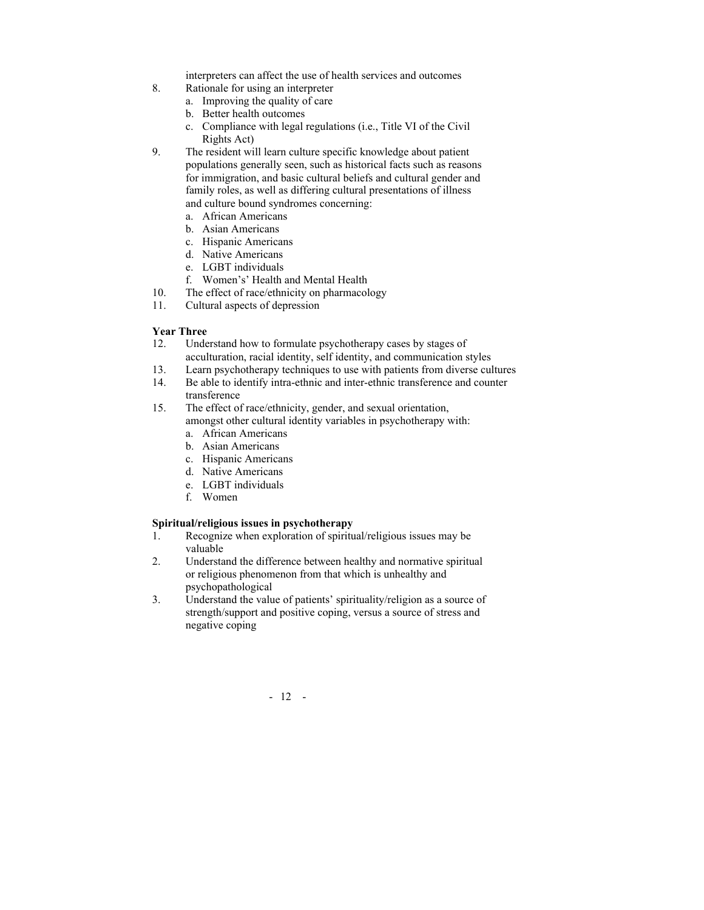interpreters can affect the use of health services and outcomes

8. Rationale for using an interpreter
   a. Improving the quality of care
   b. Better health outcomes
   c. Compliance with legal regulations (i.e., Title VI of the Civil Rights Act)
9. The resident will learn culture specific knowledge about patient populations generally seen, such as historical facts such as reasons for immigration, and basic cultural beliefs and cultural gender and family roles, as well as differing cultural presentations of illness and culture bound syndromes concerning:
   a. African Americans
   b. Asian Americans
   c. Hispanic Americans
   d. Native Americans
   e. LGBT individuals
   f. Women's' Health and Mental Health
10. The effect of race/ethnicity on pharmacology
11. Cultural aspects of depression

**Year Three**

12. Understand how to formulate psychotherapy cases by stages of acculturation, racial identity, self identity, and communication styles
13. Learn psychotherapy techniques to use with patients from diverse cultures
14. Be able to identify intra-ethnic and inter-ethnic transference and counter transference
15. The effect of race/ethnicity, gender, and sexual orientation, amongst other cultural identity variables in psychotherapy with:
    a. African Americans
    b. Asian Americans
    c. Hispanic Americans
    d. Native Americans
    e. LGBT individuals
    f. Women

**Spiritual/religious issues in psychotherapy**

1. Recognize when exploration of spiritual/religious issues may be valuable
2. Understand the difference between healthy and normative spiritual or religious phenomenon from that which is unhealthy and psychopathological
3. Understand the value of patients' spirituality/religion as a source of strength/support and positive coping, versus a source of stress and negative coping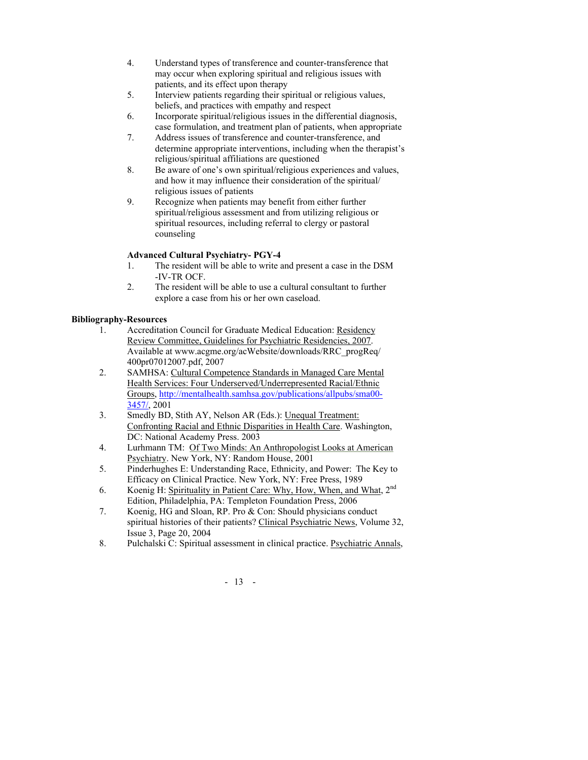4. Understand types of transference and counter-transference that may occur when exploring spiritual and religious issues with patients, and its effect upon therapy
5. Interview patients regarding their spiritual or religious values, beliefs, and practices with empathy and respect
6. Incorporate spiritual/religious issues in the differential diagnosis, case formulation, and treatment plan of patients, when appropriate
7. Address issues of transference and counter-transference, and determine appropriate interventions, including when the therapist's religious/spiritual affiliations are questioned
8. Be aware of one's own spiritual/religious experiences and values, and how it may influence their consideration of the spiritual/ religious issues of patients
9. Recognize when patients may benefit from either further spiritual/religious assessment and from utilizing religious or spiritual resources, including referral to clergy or pastoral counseling

**Advanced Cultural Psychiatry- PGY-4**

1. The resident will be able to write and present a case in the DSM -IV-TR OCF.
2. The resident will be able to use a cultural consultant to further explore a case from his or her own caseload.

**Bibliography-Resources**

1. Accreditation Council for Graduate Medical Education: Residency Review Committee, Guidelines for Psychiatric Residencies, 2007. Available at www.acgme.org/acWebsite/downloads/RRC_progReq/ 400pr07012007.pdf, 2007
2. SAMHSA: Cultural Competence Standards in Managed Care Mental Health Services: Four Underserved/Underrepresented Racial/Ethnic Groups, http://mentalhealth.samhsa.gov/publications/allpubs/sma00-3457/, 2001
3. Smedly BD, Stith AY, Nelson AR (Eds.): Unequal Treatment: Confronting Racial and Ethnic Disparities in Health Care. Washington, DC: National Academy Press. 2003
4. Lurhmann TM: Of Two Minds: An Anthropologist Looks at American Psychiatry. New York, NY: Random House, 2001
5. Pinderhughes E: Understanding Race, Ethnicity, and Power: The Key to Efficacy on Clinical Practice. New York, NY: Free Press, 1989
6. Koenig H: Spirituality in Patient Care: Why, How, When, and What, 2nd Edition, Philadelphia, PA: Templeton Foundation Press, 2006
7. Koenig, HG and Sloan, RP. Pro & Con: Should physicians conduct spiritual histories of their patients? Clinical Psychiatric News, Volume 32, Issue 3, Page 20, 2004
8. Pulchalski C: Spiritual assessment in clinical practice. Psychiatric Annals,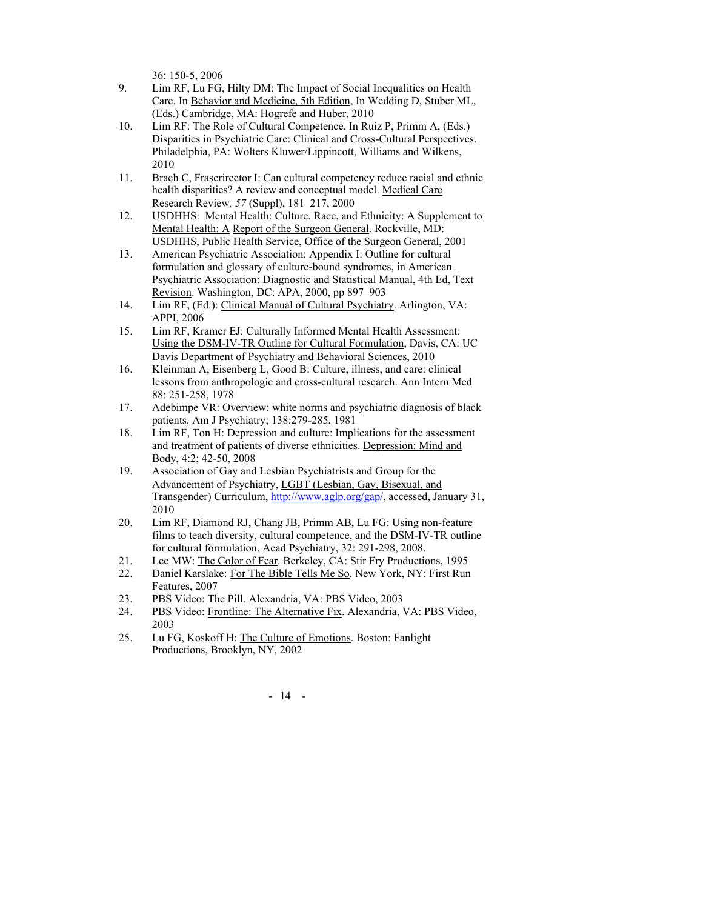36: 150-5, 2006

9. Lim RF, Lu FG, Hilty DM: The Impact of Social Inequalities on Health Care. In Behavior and Medicine, 5th Edition, In Wedding D, Stuber ML, (Eds.) Cambridge, MA: Hogrefe and Huber, 2010
10. Lim RF: The Role of Cultural Competence. In Ruiz P, Primm A, (Eds.) Disparities in Psychiatric Care: Clinical and Cross-Cultural Perspectives. Philadelphia, PA: Wolters Kluwer/Lippincott, Williams and Wilkens, 2010
11. Brach C, Fraserirector I: Can cultural competency reduce racial and ethnic health disparities? A review and conceptual model. Medical Care Research Review*, 57* (Suppl), 181–217, 2000
12. USDHHS: Mental Health: Culture, Race, and Ethnicity: A Supplement to Mental Health: A Report of the Surgeon General. Rockville, MD: USDHHS, Public Health Service, Office of the Surgeon General, 2001
13. American Psychiatric Association: Appendix I: Outline for cultural formulation and glossary of culture-bound syndromes, in American Psychiatric Association: Diagnostic and Statistical Manual, 4th Ed, Text Revision. Washington, DC: APA, 2000, pp 897–903
14. Lim RF, (Ed.): Clinical Manual of Cultural Psychiatry. Arlington, VA: APPI, 2006
15. Lim RF, Kramer EJ: Culturally Informed Mental Health Assessment: Using the DSM-IV-TR Outline for Cultural Formulation, Davis, CA: UC Davis Department of Psychiatry and Behavioral Sciences, 2010
16. Kleinman A, Eisenberg L, Good B: Culture, illness, and care: clinical lessons from anthropologic and cross-cultural research. Ann Intern Med 88: 251-258, 1978
17. Adebimpe VR: Overview: white norms and psychiatric diagnosis of black patients. Am J Psychiatry; 138:279-285, 1981
18. Lim RF, Ton H: Depression and culture: Implications for the assessment and treatment of patients of diverse ethnicities. Depression: Mind and Body, 4:2; 42-50, 2008
19. Association of Gay and Lesbian Psychiatrists and Group for the Advancement of Psychiatry, LGBT (Lesbian, Gay, Bisexual, and Transgender) Curriculum, http://www.aglp.org/gap/, accessed, January 31, 2010
20. Lim RF, Diamond RJ, Chang JB, Primm AB, Lu FG: Using non-feature films to teach diversity, cultural competence, and the DSM-IV-TR outline for cultural formulation. Acad Psychiatry, 32: 291-298, 2008.
21. Lee MW: The Color of Fear. Berkeley, CA: Stir Fry Productions, 1995
22. Daniel Karslake: For The Bible Tells Me So. New York, NY: First Run Features, 2007
23. PBS Video: The Pill. Alexandria, VA: PBS Video, 2003
24. PBS Video: Frontline: The Alternative Fix. Alexandria, VA: PBS Video, 2003
25. Lu FG, Koskoff H: The Culture of Emotions. Boston: Fanlight Productions, Brooklyn, NY, 2002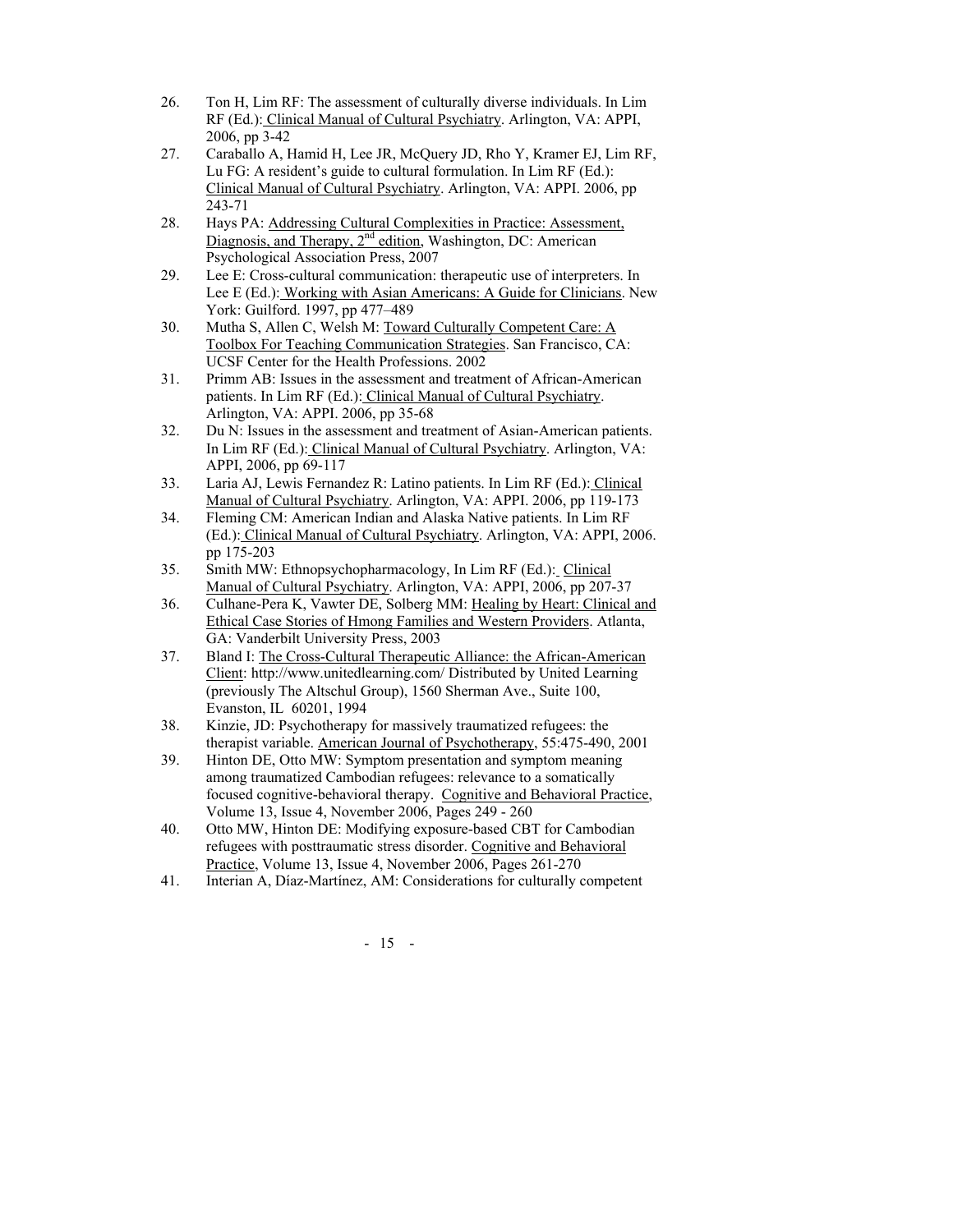26. Ton H, Lim RF: The assessment of culturally diverse individuals. In Lim RF (Ed.): Clinical Manual of Cultural Psychiatry. Arlington, VA: APPI, 2006, pp 3-42
27. Caraballo A, Hamid H, Lee JR, McQuery JD, Rho Y, Kramer EJ, Lim RF, Lu FG: A resident's guide to cultural formulation. In Lim RF (Ed.): Clinical Manual of Cultural Psychiatry. Arlington, VA: APPI. 2006, pp 243-71
28. Hays PA: Addressing Cultural Complexities in Practice: Assessment, Diagnosis, and Therapy, 2nd edition, Washington, DC: American Psychological Association Press, 2007
29. Lee E: Cross-cultural communication: therapeutic use of interpreters. In Lee E (Ed.): Working with Asian Americans: A Guide for Clinicians. New York: Guilford. 1997, pp 477–489
30. Mutha S, Allen C, Welsh M: Toward Culturally Competent Care: A Toolbox For Teaching Communication Strategies. San Francisco, CA: UCSF Center for the Health Professions. 2002
31. Primm AB: Issues in the assessment and treatment of African-American patients. In Lim RF (Ed.): Clinical Manual of Cultural Psychiatry. Arlington, VA: APPI. 2006, pp 35-68
32. Du N: Issues in the assessment and treatment of Asian-American patients. In Lim RF (Ed.): Clinical Manual of Cultural Psychiatry. Arlington, VA: APPI, 2006, pp 69-117
33. Laria AJ, Lewis Fernandez R: Latino patients. In Lim RF (Ed.): Clinical Manual of Cultural Psychiatry. Arlington, VA: APPI. 2006, pp 119-173
34. Fleming CM: American Indian and Alaska Native patients. In Lim RF (Ed.): Clinical Manual of Cultural Psychiatry. Arlington, VA: APPI, 2006. pp 175-203
35. Smith MW: Ethnopsychopharmacology, In Lim RF (Ed.): Clinical Manual of Cultural Psychiatry. Arlington, VA: APPI, 2006, pp 207-37
36. Culhane-Pera K, Vawter DE, Solberg MM: Healing by Heart: Clinical and Ethical Case Stories of Hmong Families and Western Providers. Atlanta, GA: Vanderbilt University Press, 2003
37. Bland I: The Cross-Cultural Therapeutic Alliance: the African-American Client: http://www.unitedlearning.com/ Distributed by United Learning (previously The Altschul Group), 1560 Sherman Ave., Suite 100, Evanston, IL 60201, 1994
38. Kinzie, JD: Psychotherapy for massively traumatized refugees: the therapist variable. American Journal of Psychotherapy, 55:475-490, 2001
39. Hinton DE, Otto MW: Symptom presentation and symptom meaning among traumatized Cambodian refugees: relevance to a somatically focused cognitive-behavioral therapy. Cognitive and Behavioral Practice, Volume 13, Issue 4, November 2006, Pages 249 - 260
40. Otto MW, Hinton DE: Modifying exposure-based CBT for Cambodian refugees with posttraumatic stress disorder. Cognitive and Behavioral Practice, Volume 13, Issue 4, November 2006, Pages 261-270
41. Interian A, Díaz-Martínez, AM: Considerations for culturally competent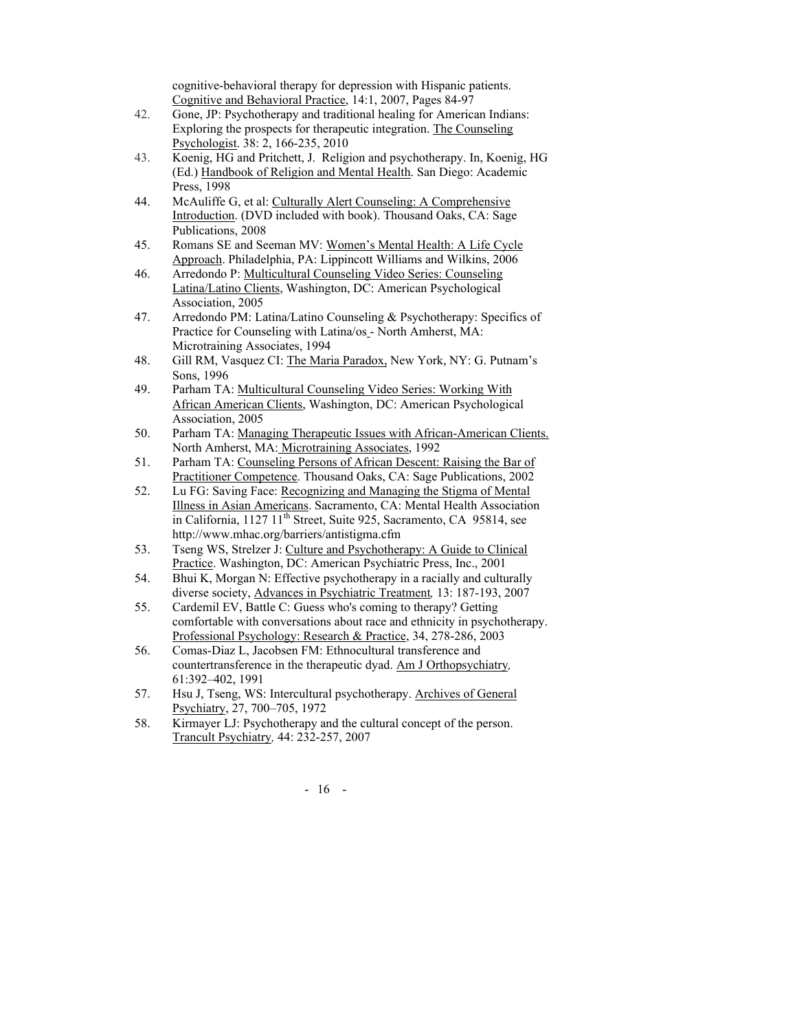cognitive-behavioral therapy for depression with Hispanic patients. Cognitive and Behavioral Practice, 14:1, 2007, Pages 84-97

42. Gone, JP: Psychotherapy and traditional healing for American Indians: Exploring the prospects for therapeutic integration. The Counseling Psychologist. 38: 2, 166-235, 2010
43. Koenig, HG and Pritchett, J. Religion and psychotherapy. In, Koenig, HG (Ed.) Handbook of Religion and Mental Health. San Diego: Academic Press, 1998
44. McAuliffe G, et al: Culturally Alert Counseling: A Comprehensive Introduction. (DVD included with book). Thousand Oaks, CA: Sage Publications, 2008
45. Romans SE and Seeman MV: Women's Mental Health: A Life Cycle Approach. Philadelphia, PA: Lippincott Williams and Wilkins, 2006
46. Arredondo P: Multicultural Counseling Video Series: Counseling Latina/Latino Clients, Washington, DC: American Psychological Association, 2005
47. Arredondo PM: Latina/Latino Counseling & Psychotherapy: Specifics of Practice for Counseling with Latina/os - North Amherst, MA: Microtraining Associates, 1994
48. Gill RM, Vasquez CI: The Maria Paradox, New York, NY: G. Putnam's Sons, 1996
49. Parham TA: Multicultural Counseling Video Series: Working With African American Clients, Washington, DC: American Psychological Association, 2005
50. Parham TA: Managing Therapeutic Issues with African-American Clients. North Amherst, MA: Microtraining Associates, 1992
51. Parham TA: Counseling Persons of African Descent: Raising the Bar of Practitioner Competence. Thousand Oaks, CA: Sage Publications, 2002
52. Lu FG: Saving Face: Recognizing and Managing the Stigma of Mental Illness in Asian Americans. Sacramento, CA: Mental Health Association in California, 1127 11th Street, Suite 925, Sacramento, CA 95814, see http://www.mhac.org/barriers/antistigma.cfm
53. Tseng WS, Strelzer J: Culture and Psychotherapy: A Guide to Clinical Practice. Washington, DC: American Psychiatric Press, Inc., 2001
54. Bhui K, Morgan N: Effective psychotherapy in a racially and culturally diverse society, Advances in Psychiatric Treatment, 13: 187-193, 2007
55. Cardemil EV, Battle C: Guess who's coming to therapy? Getting comfortable with conversations about race and ethnicity in psychotherapy. Professional Psychology: Research & Practice, 34, 278-286, 2003
56. Comas-Diaz L, Jacobsen FM: Ethnocultural transference and countertransference in the therapeutic dyad. Am J Orthopsychiatry, 61:392–402, 1991
57. Hsu J, Tseng, WS: Intercultural psychotherapy. Archives of General Psychiatry, 27, 700–705, 1972
58. Kirmayer LJ: Psychotherapy and the cultural concept of the person. Trancult Psychiatry, 44: 232-257, 2007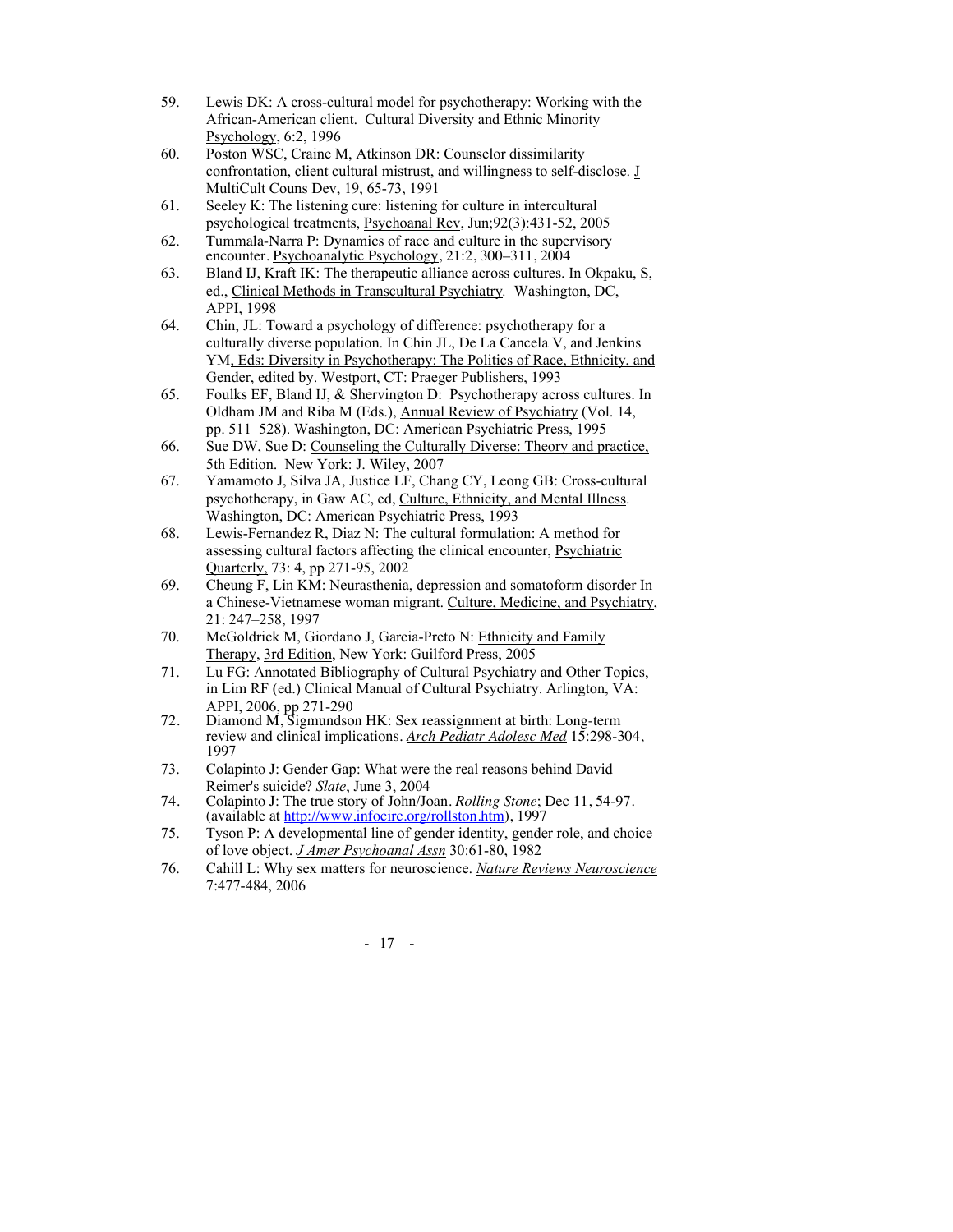59. Lewis DK: A cross-cultural model for psychotherapy: Working with the African-American client. Cultural Diversity and Ethnic Minority Psychology, 6:2, 1996
60. Poston WSC, Craine M, Atkinson DR: Counselor dissimilarity confrontation, client cultural mistrust, and willingness to self-disclose. J MultiCult Couns Dev, 19, 65-73, 1991
61. Seeley K: The listening cure: listening for culture in intercultural psychological treatments, Psychoanal Rev, Jun;92(3):431-52, 2005
62. Tummala-Narra P: Dynamics of race and culture in the supervisory encounter. Psychoanalytic Psychology, 21:2, 300–311, 2004
63. Bland IJ, Kraft IK: The therapeutic alliance across cultures. In Okpaku, S, ed., Clinical Methods in Transcultural Psychiatry. Washington, DC, APPI, 1998
64. Chin, JL: Toward a psychology of difference: psychotherapy for a culturally diverse population. In Chin JL, De La Cancela V, and Jenkins YM, Eds: Diversity in Psychotherapy: The Politics of Race, Ethnicity, and Gender, edited by. Westport, CT: Praeger Publishers, 1993
65. Foulks EF, Bland IJ, & Shervington D: Psychotherapy across cultures. In Oldham JM and Riba M (Eds.), Annual Review of Psychiatry (Vol. 14, pp. 511–528). Washington, DC: American Psychiatric Press, 1995
66. Sue DW, Sue D: Counseling the Culturally Diverse: Theory and practice, 5th Edition. New York: J. Wiley, 2007
67. Yamamoto J, Silva JA, Justice LF, Chang CY, Leong GB: Cross-cultural psychotherapy, in Gaw AC, ed, Culture, Ethnicity, and Mental Illness. Washington, DC: American Psychiatric Press, 1993
68. Lewis-Fernandez R, Diaz N: The cultural formulation: A method for assessing cultural factors affecting the clinical encounter, Psychiatric Quarterly, 73: 4, pp 271-95, 2002
69. Cheung F, Lin KM: Neurasthenia, depression and somatoform disorder In a Chinese-Vietnamese woman migrant. Culture, Medicine, and Psychiatry, 21: 247–258, 1997
70. McGoldrick M, Giordano J, Garcia-Preto N: Ethnicity and Family Therapy, 3rd Edition, New York: Guilford Press, 2005
71. Lu FG: Annotated Bibliography of Cultural Psychiatry and Other Topics, in Lim RF (ed.) Clinical Manual of Cultural Psychiatry. Arlington, VA: APPI, 2006, pp 271-290
72. Diamond M, Sigmundson HK: Sex reassignment at birth: Long-term review and clinical implications. *Arch Pediatr Adolesc Med* 15:298-304, 1997
73. Colapinto J: Gender Gap: What were the real reasons behind David Reimer's suicide? *Slate*, June 3, 2004
74. Colapinto J: The true story of John/Joan. *Rolling Stone*; Dec 11, 54-97. (available at http://www.infocirc.org/rollston.htm), 1997
75. Tyson P: A developmental line of gender identity, gender role, and choice of love object. *J Amer Psychoanal Assn* 30:61-80, 1982
76. Cahill L: Why sex matters for neuroscience. *Nature Reviews Neuroscience* 7:477-484, 2006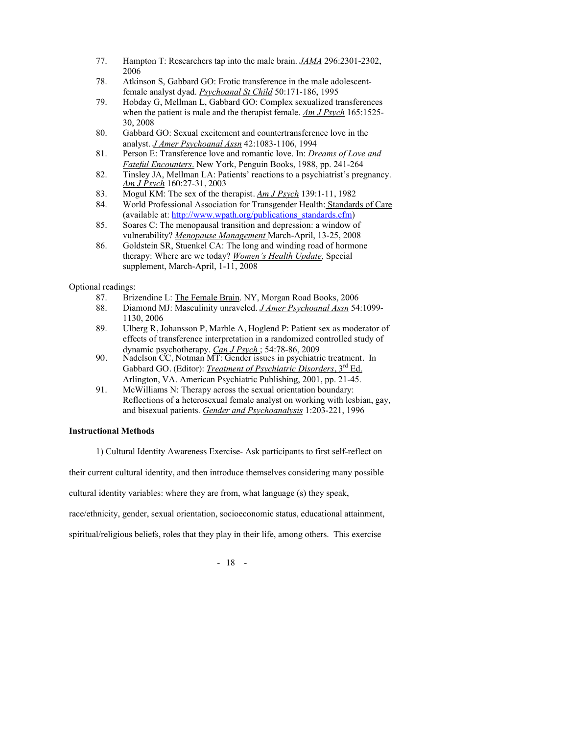77. Hampton T: Researchers tap into the male brain. *JAMA* 296:2301-2302, 2006
78. Atkinson S, Gabbard GO: Erotic transference in the male adolescent-female analyst dyad. *Psychoanal St Child* 50:171-186, 1995
79. Hobday G, Mellman L, Gabbard GO: Complex sexualized transferences when the patient is male and the therapist female. *Am J Psych* 165:1525-30, 2008
80. Gabbard GO: Sexual excitement and countertransference love in the analyst. *J Amer Psychoanal Assn* 42:1083-1106, 1994
81. Person E: Transference love and romantic love. In: *Dreams of Love and Fateful Encounters*. New York, Penguin Books, 1988, pp. 241-264
82. Tinsley JA, Mellman LA: Patients' reactions to a psychiatrist's pregnancy. *Am J Psych* 160:27-31, 2003
83. Mogul KM: The sex of the therapist. *Am J Psych* 139:1-11, 1982
84. World Professional Association for Transgender Health: Standards of Care (available at: http://www.wpath.org/publications_standards.cfm)
85. Soares C: The menopausal transition and depression: a window of vulnerability? *Menopause Management* March-April, 13-25, 2008
86. Goldstein SR, Stuenkel CA: The long and winding road of hormone therapy: Where are we today? *Women's Health Update*, Special supplement, March-April, 1-11, 2008

Optional readings:

87. Brizendine L: The Female Brain. NY, Morgan Road Books, 2006
88. Diamond MJ: Masculinity unraveled. *J Amer Psychoanal Assn* 54:1099-1130, 2006
89. Ulberg R, Johansson P, Marble A, Hoglend P: Patient sex as moderator of effects of transference interpretation in a randomized controlled study of dynamic psychotherapy. *Can J Psych* ; 54:78-86, 2009
90. Nadelson CC, Notman MT: Gender issues in psychiatric treatment. In Gabbard GO. (Editor): *Treatment of Psychiatric Disorders*, 3rd Ed. Arlington, VA. American Psychiatric Publishing, 2001, pp. 21-45.
91. McWilliams N: Therapy across the sexual orientation boundary: Reflections of a heterosexual female analyst on working with lesbian, gay, and bisexual patients. *Gender and Psychoanalysis* 1:203-221, 1996

**Instructional Methods**

1) Cultural Identity Awareness Exercise- Ask participants to first self-reflect on their current cultural identity, and then introduce themselves considering many possible cultural identity variables: where they are from, what language (s) they speak, race/ethnicity, gender, sexual orientation, socioeconomic status, educational attainment, spiritual/religious beliefs, roles that they play in their life, among others. This exercise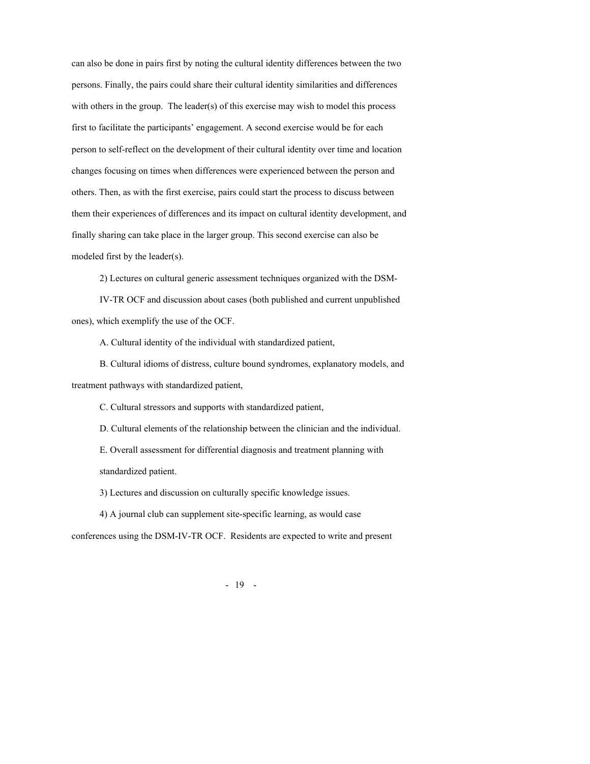can also be done in pairs first by noting the cultural identity differences between the two persons. Finally, the pairs could share their cultural identity similarities and differences with others in the group. The leader(s) of this exercise may wish to model this process first to facilitate the participants' engagement. A second exercise would be for each person to self-reflect on the development of their cultural identity over time and location changes focusing on times when differences were experienced between the person and others. Then, as with the first exercise, pairs could start the process to discuss between them their experiences of differences and its impact on cultural identity development, and finally sharing can take place in the larger group. This second exercise can also be modeled first by the leader(s).

2) Lectures on cultural generic assessment techniques organized with the DSM-IV-TR OCF and discussion about cases (both published and current unpublished ones), which exemplify the use of the OCF.

A. Cultural identity of the individual with standardized patient,

B. Cultural idioms of distress, culture bound syndromes, explanatory models, and treatment pathways with standardized patient,

C. Cultural stressors and supports with standardized patient,

D. Cultural elements of the relationship between the clinician and the individual.

E. Overall assessment for differential diagnosis and treatment planning with standardized patient.

3) Lectures and discussion on culturally specific knowledge issues.

4) A journal club can supplement site-specific learning, as would case conferences using the DSM-IV-TR OCF. Residents are expected to write and present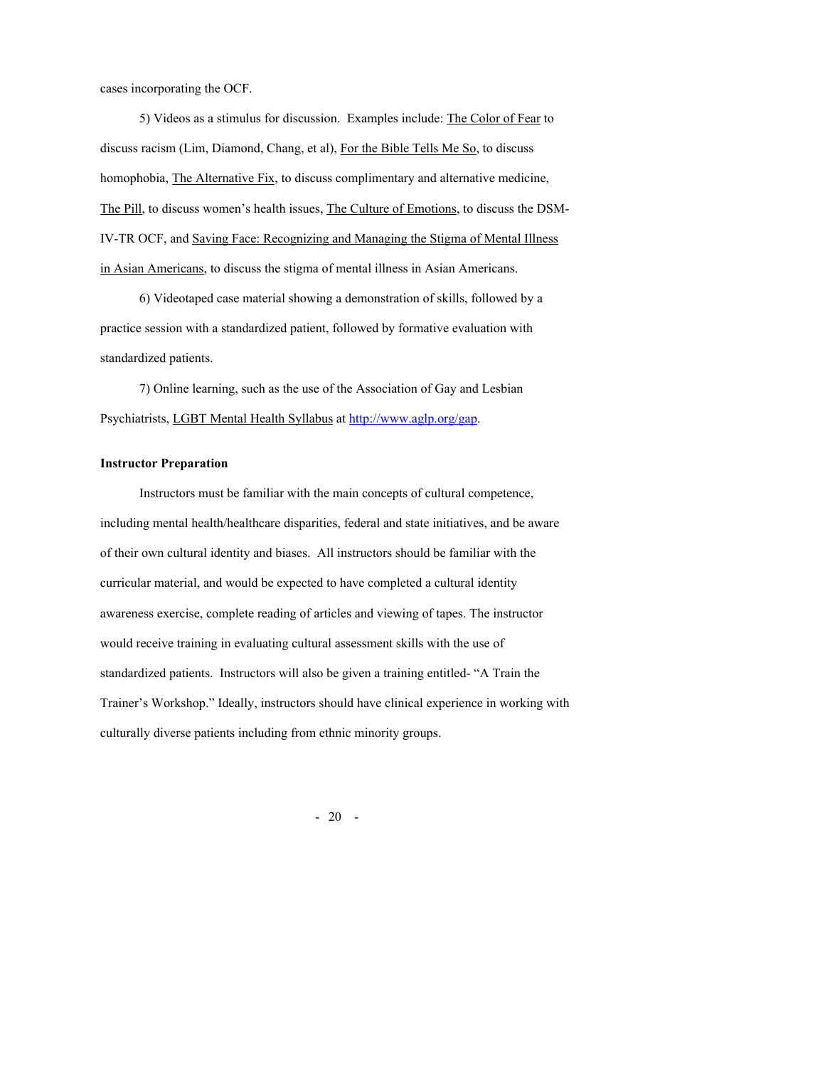cases incorporating the OCF.

5) Videos as a stimulus for discussion. Examples include: The Color of Fear to discuss racism (Lim, Diamond, Chang, et al), For the Bible Tells Me So, to discuss homophobia, The Alternative Fix, to discuss complimentary and alternative medicine, The Pill, to discuss women's health issues, The Culture of Emotions, to discuss the DSM-IV-TR OCF, and Saving Face: Recognizing and Managing the Stigma of Mental Illness in Asian Americans, to discuss the stigma of mental illness in Asian Americans.

6) Videotaped case material showing a demonstration of skills, followed by a practice session with a standardized patient, followed by formative evaluation with standardized patients.

7) Online learning, such as the use of the Association of Gay and Lesbian Psychiatrists, LGBT Mental Health Syllabus at http://www.aglp.org/gap.

**Instructor Preparation**

Instructors must be familiar with the main concepts of cultural competence, including mental health/healthcare disparities, federal and state initiatives, and be aware of their own cultural identity and biases. All instructors should be familiar with the curricular material, and would be expected to have completed a cultural identity awareness exercise, complete reading of articles and viewing of tapes. The instructor would receive training in evaluating cultural assessment skills with the use of standardized patients. Instructors will also be given a training entitled- "A Train the Trainer's Workshop." Ideally, instructors should have clinical experience in working with culturally diverse patients including from ethnic minority groups.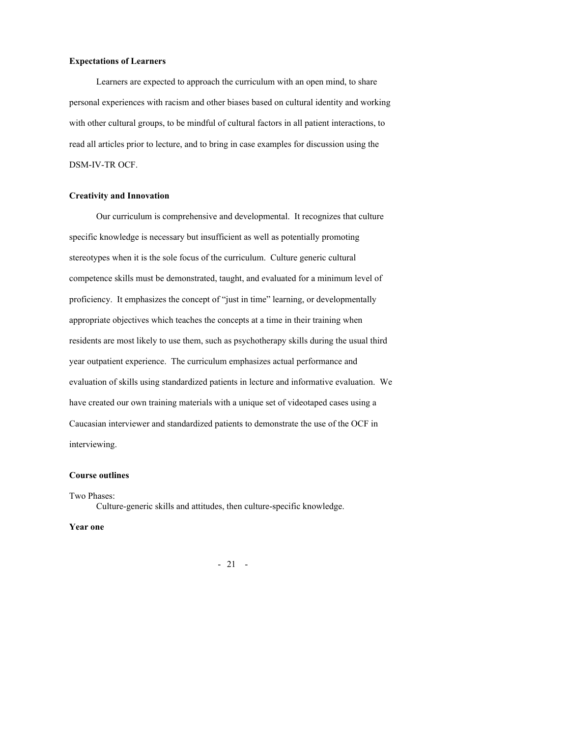**Expectations of Learners**

Learners are expected to approach the curriculum with an open mind, to share personal experiences with racism and other biases based on cultural identity and working with other cultural groups, to be mindful of cultural factors in all patient interactions, to read all articles prior to lecture, and to bring in case examples for discussion using the DSM-IV-TR OCF.

**Creativity and Innovation**

Our curriculum is comprehensive and developmental. It recognizes that culture specific knowledge is necessary but insufficient as well as potentially promoting stereotypes when it is the sole focus of the curriculum. Culture generic cultural competence skills must be demonstrated, taught, and evaluated for a minimum level of proficiency. It emphasizes the concept of "just in time" learning, or developmentally appropriate objectives which teaches the concepts at a time in their training when residents are most likely to use them, such as psychotherapy skills during the usual third year outpatient experience. The curriculum emphasizes actual performance and evaluation of skills using standardized patients in lecture and informative evaluation. We have created our own training materials with a unique set of videotaped cases using a Caucasian interviewer and standardized patients to demonstrate the use of the OCF in interviewing.

**Course outlines**

Two Phases:

Culture-generic skills and attitudes, then culture-specific knowledge.

**Year one**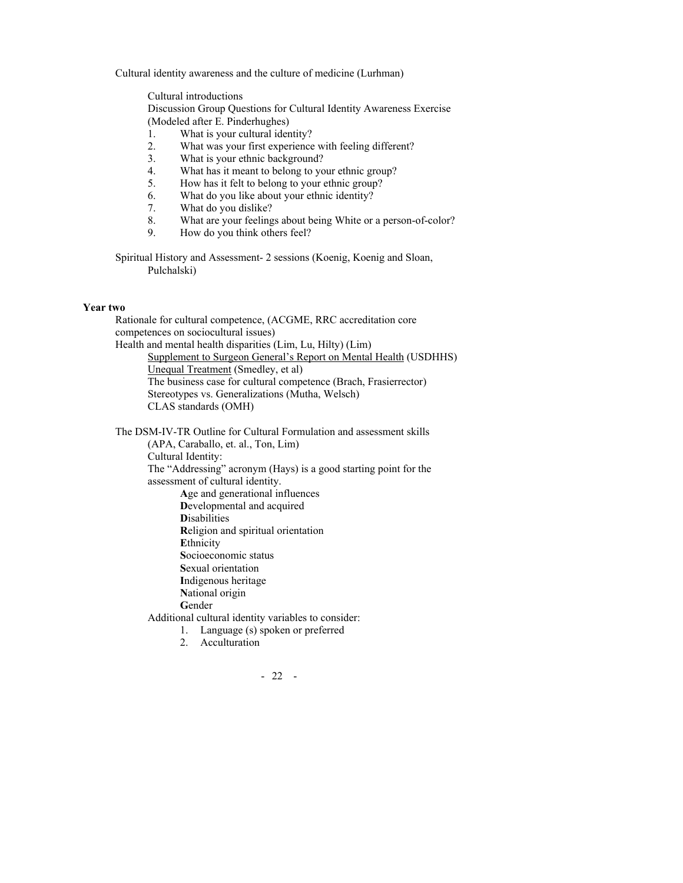Cultural identity awareness and the culture of medicine (Lurhman)

Cultural introductions

Discussion Group Questions for Cultural Identity Awareness Exercise (Modeled after E. Pinderhughes)

1. What is your cultural identity?
2. What was your first experience with feeling different?
3. What is your ethnic background?
4. What has it meant to belong to your ethnic group?
5. How has it felt to belong to your ethnic group?
6. What do you like about your ethnic identity?
7. What do you dislike?
8. What are your feelings about being White or a person-of-color?
9. How do you think others feel?

Spiritual History and Assessment- 2 sessions (Koenig, Koenig and Sloan, Pulchalski)

**Year two**

Rationale for cultural competence, (ACGME, RRC accreditation core competences on sociocultural issues)

Health and mental health disparities (Lim, Lu, Hilty) (Lim)

- Supplement to Surgeon General's Report on Mental Health (USDHHS)
- Unequal Treatment (Smedley, et al)
- The business case for cultural competence (Brach, Frasierrector)
- Stereotypes vs. Generalizations (Mutha, Welsch)
- CLAS standards (OMH)

The DSM-IV-TR Outline for Cultural Formulation and assessment skills (APA, Caraballo, et. al., Ton, Lim)

Cultural Identity:

The "Addressing" acronym (Hays) is a good starting point for the assessment of cultural identity.

- **A**ge and generational influences
- **D**evelopmental and acquired
- **D**isabilities
- **R**eligion and spiritual orientation
- **E**thnicity
- **S**ocioeconomic status
- **S**exual orientation
- **I**ndigenous heritage
- **N**ational origin
- **G**ender

Additional cultural identity variables to consider:

1. Language (s) spoken or preferred
2. Acculturation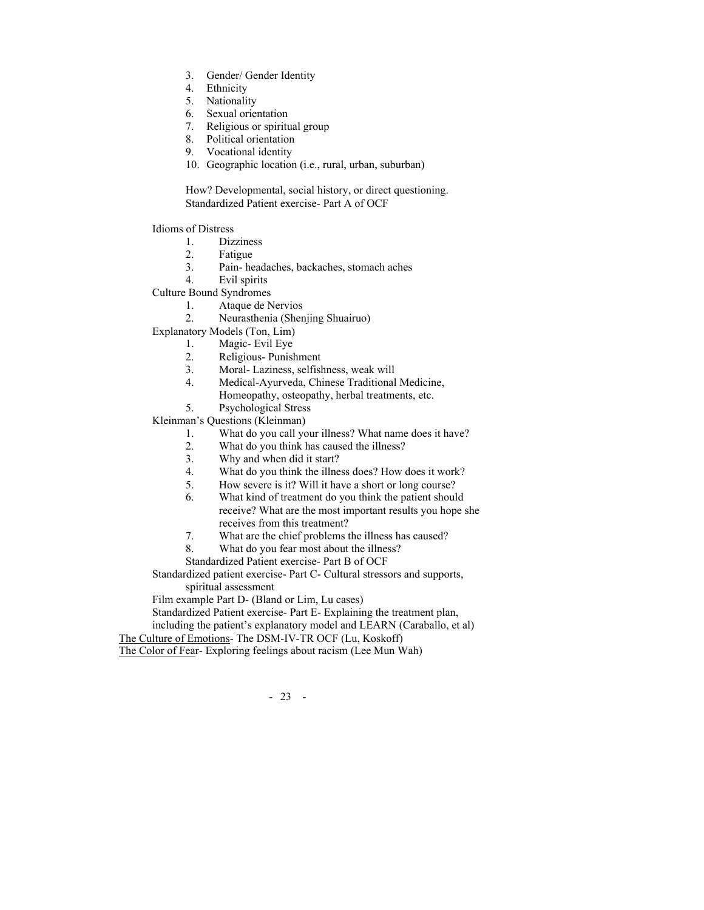3. Gender/ Gender Identity
4. Ethnicity
5. Nationality
6. Sexual orientation
7. Religious or spiritual group
8. Political orientation
9. Vocational identity
10. Geographic location (i.e., rural, urban, suburban)

    How? Developmental, social history, or direct questioning.
    Standardized Patient exercise- Part A of OCF

Idioms of Distress

1. Dizziness
2. Fatigue
3. Pain- headaches, backaches, stomach aches
4. Evil spirits

Culture Bound Syndromes

1. Ataque de Nervios
2. Neurasthenia (Shenjing Shuairuo)

Explanatory Models (Ton, Lim)

1. Magic- Evil Eye
2. Religious- Punishment
3. Moral- Laziness, selfishness, weak will
4. Medical-Ayurveda, Chinese Traditional Medicine, Homeopathy, osteopathy, herbal treatments, etc.
5. Psychological Stress

Kleinman's Questions (Kleinman)

1. What do you call your illness? What name does it have?
2. What do you think has caused the illness?
3. Why and when did it start?
4. What do you think the illness does? How does it work?
5. How severe is it? Will it have a short or long course?
6. What kind of treatment do you think the patient should receive? What are the most important results you hope she receives from this treatment?
7. What are the chief problems the illness has caused?
8. What do you fear most about the illness?

    Standardized Patient exercise- Part B of OCF

Standardized patient exercise- Part C- Cultural stressors and supports, spiritual assessment

Film example Part D- (Bland or Lim, Lu cases)

Standardized Patient exercise- Part E- Explaining the treatment plan, including the patient's explanatory model and LEARN (Caraballo, et al)

<u>The Culture of Emotions</u>- The DSM-IV-TR OCF (Lu, Koskoff)

<u>The Color of Fear</u>- Exploring feelings about racism (Lee Mun Wah)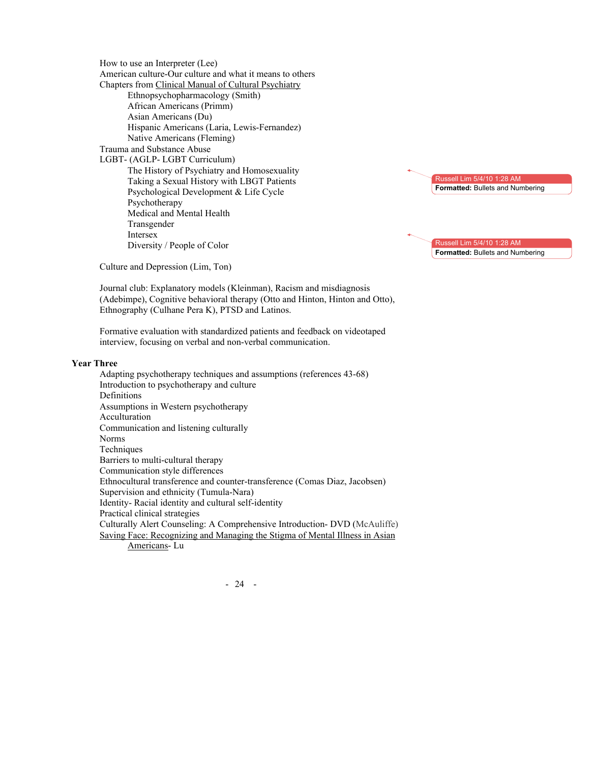How to use an Interpreter (Lee)
American culture-Our culture and what it means to others
Chapters from Clinical Manual of Cultural Psychiatry

- Ethnopsychopharmacology (Smith)
- African Americans (Primm)
- Asian Americans (Du)
- Hispanic Americans (Laria, Lewis-Fernandez)
- Native Americans (Fleming)

Trauma and Substance Abuse
LGBT- (AGLP- LGBT Curriculum)

- The History of Psychiatry and Homosexuality
- Taking a Sexual History with LBGT Patients
- Psychological Development & Life Cycle
- Psychotherapy
- Medical and Mental Health
- Transgender
- Intersex
- Diversity / People of Color

Culture and Depression (Lim, Ton)

Journal club: Explanatory models (Kleinman), Racism and misdiagnosis (Adebimpe), Cognitive behavioral therapy (Otto and Hinton, Hinton and Otto), Ethnography (Culhane Pera K), PTSD and Latinos.

Formative evaluation with standardized patients and feedback on videotaped interview, focusing on verbal and non-verbal communication.

**Year Three**

Adapting psychotherapy techniques and assumptions (references 43-68)
Introduction to psychotherapy and culture
Definitions
Assumptions in Western psychotherapy
Acculturation
Communication and listening culturally
Norms
Techniques
Barriers to multi-cultural therapy
Communication style differences
Ethnocultural transference and counter-transference (Comas Diaz, Jacobsen)
Supervision and ethnicity (Tumula-Nara)
Identity- Racial identity and cultural self-identity
Practical clinical strategies
Culturally Alert Counseling: A Comprehensive Introduction- DVD (McAuliffe)
Saving Face: Recognizing and Managing the Stigma of Mental Illness in Asian Americans- Lu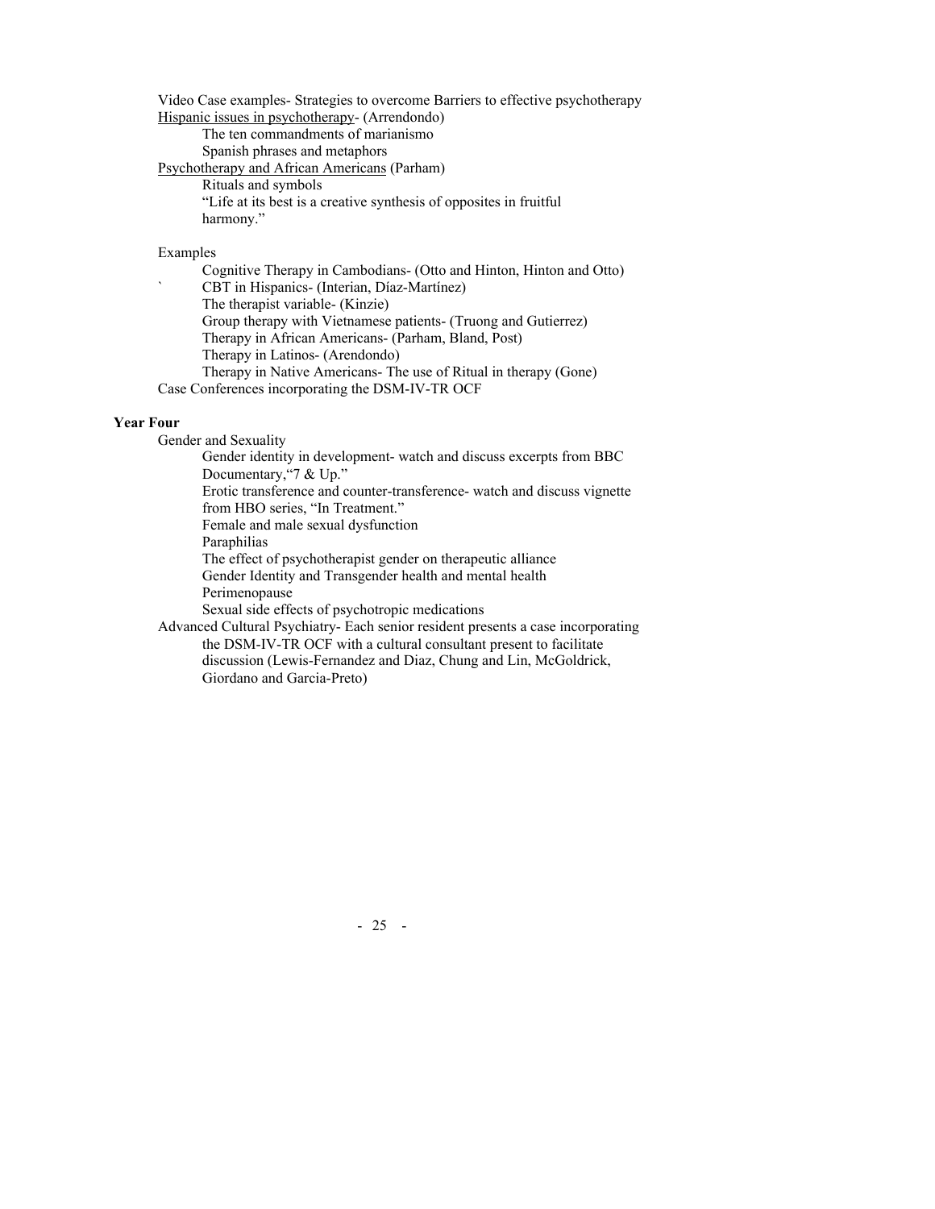Video Case examples- Strategies to overcome Barriers to effective psychotherapy

Hispanic issues in psychotherapy- (Arrendondo)

- The ten commandments of marianismo
- Spanish phrases and metaphors

Psychotherapy and African Americans (Parham)

- Rituals and symbols
- "Life at its best is a creative synthesis of opposites in fruitful harmony."

Examples

- Cognitive Therapy in Cambodians- (Otto and Hinton, Hinton and Otto)
- CBT in Hispanics- (Interian, Díaz-Martínez)
- The therapist variable- (Kinzie)
- Group therapy with Vietnamese patients- (Truong and Gutierrez)
- Therapy in African Americans- (Parham, Bland, Post)
- Therapy in Latinos- (Arendondo)
- Therapy in Native Americans- The use of Ritual in therapy (Gone)

Case Conferences incorporating the DSM-IV-TR OCF

**Year Four**

Gender and Sexuality

- Gender identity in development- watch and discuss excerpts from BBC Documentary,"7 & Up."
- Erotic transference and counter-transference- watch and discuss vignette from HBO series, "In Treatment."
- Female and male sexual dysfunction
- Paraphilias
- The effect of psychotherapist gender on therapeutic alliance
- Gender Identity and Transgender health and mental health
- Perimenopause
- Sexual side effects of psychotropic medications

Advanced Cultural Psychiatry- Each senior resident presents a case incorporating the DSM-IV-TR OCF with a cultural consultant present to facilitate discussion (Lewis-Fernandez and Diaz, Chung and Lin, McGoldrick, Giordano and Garcia-Preto)